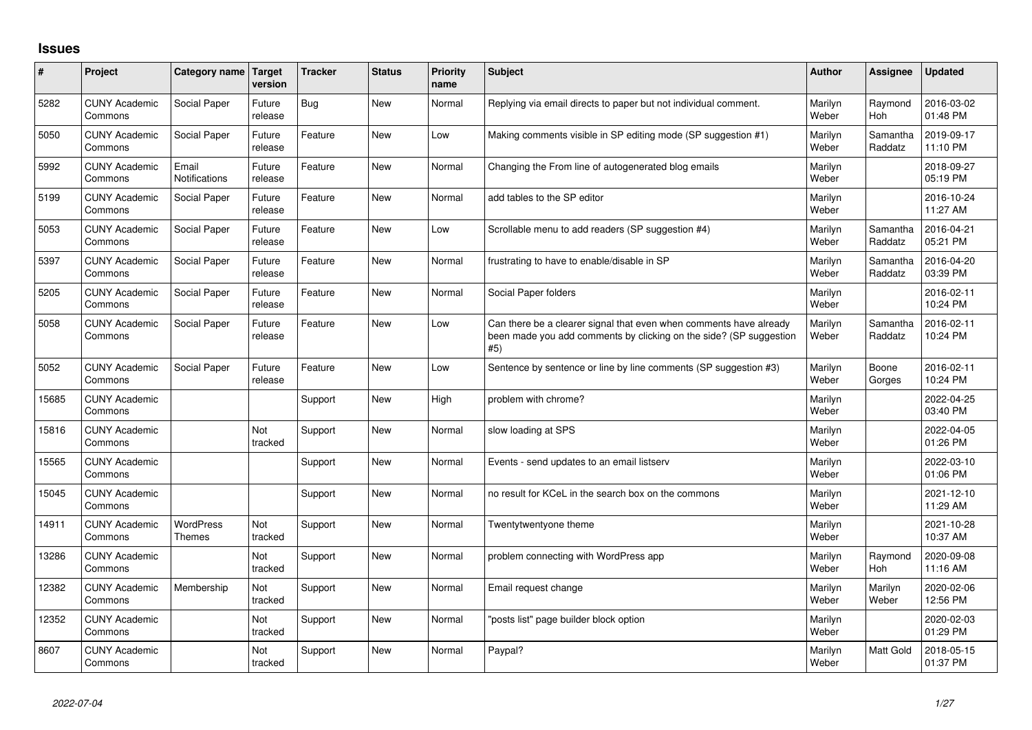# Issues

| # | Project | Category name | Target version | Tracker | Status | Priority name | Subject | Author | Assignee | Updated |
|---|---|---|---|---|---|---|---|---|---|---|
| 5282 | CUNY Academic Commons | Social Paper | Future release | Bug | New | Normal | Replying via email directs to paper but not individual comment. | Marilyn Weber | Raymond Hoh | 2016-03-02 01:48 PM |
| 5050 | CUNY Academic Commons | Social Paper | Future release | Feature | New | Low | Making comments visible in SP editing mode (SP suggestion #1) | Marilyn Weber | Samantha Raddatz | 2019-09-17 11:10 PM |
| 5992 | CUNY Academic Commons | Email Notifications | Future release | Feature | New | Normal | Changing the From line of autogenerated blog emails | Marilyn Weber | | 2018-09-27 05:19 PM |
| 5199 | CUNY Academic Commons | Social Paper | Future release | Feature | New | Normal | add tables to the SP editor | Marilyn Weber | | 2016-10-24 11:27 AM |
| 5053 | CUNY Academic Commons | Social Paper | Future release | Feature | New | Low | Scrollable menu to add readers (SP suggestion #4) | Marilyn Weber | Samantha Raddatz | 2016-04-21 05:21 PM |
| 5397 | CUNY Academic Commons | Social Paper | Future release | Feature | New | Normal | frustrating to have to enable/disable in SP | Marilyn Weber | Samantha Raddatz | 2016-04-20 03:39 PM |
| 5205 | CUNY Academic Commons | Social Paper | Future release | Feature | New | Normal | Social Paper folders | Marilyn Weber | | 2016-02-11 10:24 PM |
| 5058 | CUNY Academic Commons | Social Paper | Future release | Feature | New | Low | Can there be a clearer signal that even when comments have already been made you add comments by clicking on the side? (SP suggestion #5) | Marilyn Weber | Samantha Raddatz | 2016-02-11 10:24 PM |
| 5052 | CUNY Academic Commons | Social Paper | Future release | Feature | New | Low | Sentence by sentence or line by line comments (SP suggestion #3) | Marilyn Weber | Boone Gorges | 2016-02-11 10:24 PM |
| 15685 | CUNY Academic Commons | | | Support | New | High | problem with chrome? | Marilyn Weber | | 2022-04-25 03:40 PM |
| 15816 | CUNY Academic Commons | | Not tracked | Support | New | Normal | slow loading at SPS | Marilyn Weber | | 2022-04-05 01:26 PM |
| 15565 | CUNY Academic Commons | | | Support | New | Normal | Events - send updates to an email listserv | Marilyn Weber | | 2022-03-10 01:06 PM |
| 15045 | CUNY Academic Commons | | | Support | New | Normal | no result for KCeL in the search box on the commons | Marilyn Weber | | 2021-12-10 11:29 AM |
| 14911 | CUNY Academic Commons | WordPress Themes | Not tracked | Support | New | Normal | Twentytwentyone theme | Marilyn Weber | | 2021-10-28 10:37 AM |
| 13286 | CUNY Academic Commons | | Not tracked | Support | New | Normal | problem connecting with WordPress app | Marilyn Weber | Raymond Hoh | 2020-09-08 11:16 AM |
| 12382 | CUNY Academic Commons | Membership | Not tracked | Support | New | Normal | Email request change | Marilyn Weber | Marilyn Weber | 2020-02-06 12:56 PM |
| 12352 | CUNY Academic Commons | | Not tracked | Support | New | Normal | "posts list" page builder block option | Marilyn Weber | | 2020-02-03 01:29 PM |
| 8607 | CUNY Academic Commons | | Not tracked | Support | New | Normal | Paypal? | Marilyn Weber | Matt Gold | 2018-05-15 01:37 PM |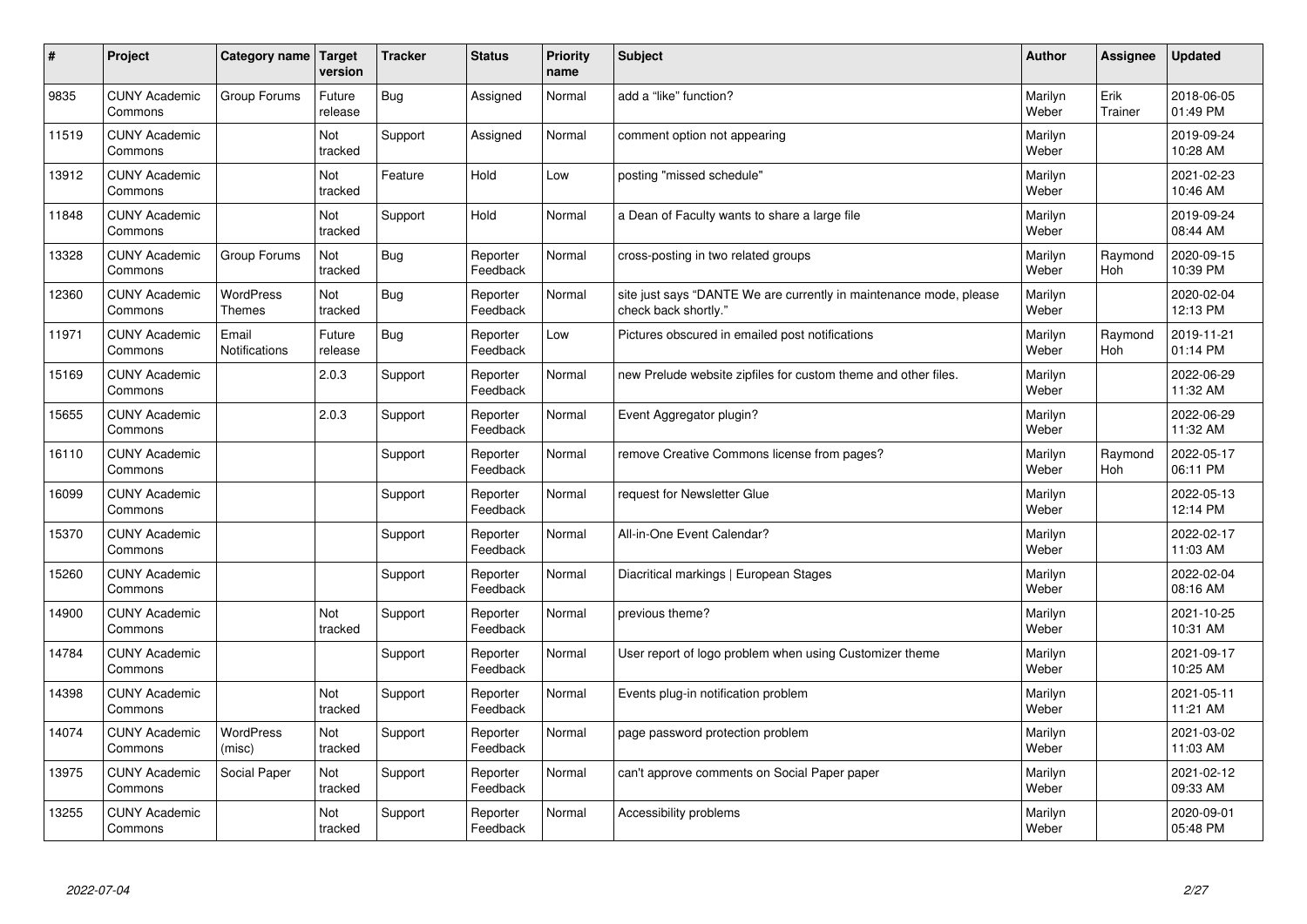| # | Project | Category name | Target version | Tracker | Status | Priority name | Subject | Author | Assignee | Updated |
|---|---|---|---|---|---|---|---|---|---|---|
| 9835 | CUNY Academic Commons | Group Forums | Future release | Bug | Assigned | Normal | add a "like" function? | Marilyn Weber | Erik Trainer | 2018-06-05 01:49 PM |
| 11519 | CUNY Academic Commons | | Not tracked | Support | Assigned | Normal | comment option not appearing | Marilyn Weber | | 2019-09-24 10:28 AM |
| 13912 | CUNY Academic Commons | | Not tracked | Feature | Hold | Low | posting "missed schedule" | Marilyn Weber | | 2021-02-23 10:46 AM |
| 11848 | CUNY Academic Commons | | Not tracked | Support | Hold | Normal | a Dean of Faculty wants to share a large file | Marilyn Weber | | 2019-09-24 08:44 AM |
| 13328 | CUNY Academic Commons | Group Forums | Not tracked | Bug | Reporter Feedback | Normal | cross-posting in two related groups | Marilyn Weber | Raymond Hoh | 2020-09-15 10:39 PM |
| 12360 | CUNY Academic Commons | WordPress Themes | Not tracked | Bug | Reporter Feedback | Normal | site just says "DANTE We are currently in maintenance mode, please check back shortly." | Marilyn Weber | | 2020-02-04 12:13 PM |
| 11971 | CUNY Academic Commons | Email Notifications | Future release | Bug | Reporter Feedback | Low | Pictures obscured in emailed post notifications | Marilyn Weber | Raymond Hoh | 2019-11-21 01:14 PM |
| 15169 | CUNY Academic Commons | | 2.0.3 | Support | Reporter Feedback | Normal | new Prelude website zipfiles for custom theme and other files. | Marilyn Weber | | 2022-06-29 11:32 AM |
| 15655 | CUNY Academic Commons | | 2.0.3 | Support | Reporter Feedback | Normal | Event Aggregator plugin? | Marilyn Weber | | 2022-06-29 11:32 AM |
| 16110 | CUNY Academic Commons | | | Support | Reporter Feedback | Normal | remove Creative Commons license from pages? | Marilyn Weber | Raymond Hoh | 2022-05-17 06:11 PM |
| 16099 | CUNY Academic Commons | | | Support | Reporter Feedback | Normal | request for Newsletter Glue | Marilyn Weber | | 2022-05-13 12:14 PM |
| 15370 | CUNY Academic Commons | | | Support | Reporter Feedback | Normal | All-in-One Event Calendar? | Marilyn Weber | | 2022-02-17 11:03 AM |
| 15260 | CUNY Academic Commons | | | Support | Reporter Feedback | Normal | Diacritical markings \| European Stages | Marilyn Weber | | 2022-02-04 08:16 AM |
| 14900 | CUNY Academic Commons | | Not tracked | Support | Reporter Feedback | Normal | previous theme? | Marilyn Weber | | 2021-10-25 10:31 AM |
| 14784 | CUNY Academic Commons | | | Support | Reporter Feedback | Normal | User report of logo problem when using Customizer theme | Marilyn Weber | | 2021-09-17 10:25 AM |
| 14398 | CUNY Academic Commons | | Not tracked | Support | Reporter Feedback | Normal | Events plug-in notification problem | Marilyn Weber | | 2021-05-11 11:21 AM |
| 14074 | CUNY Academic Commons | WordPress (misc) | Not tracked | Support | Reporter Feedback | Normal | page password protection problem | Marilyn Weber | | 2021-03-02 11:03 AM |
| 13975 | CUNY Academic Commons | Social Paper | Not tracked | Support | Reporter Feedback | Normal | can't approve comments on Social Paper paper | Marilyn Weber | | 2021-02-12 09:33 AM |
| 13255 | CUNY Academic Commons | | Not tracked | Support | Reporter Feedback | Normal | Accessibility problems | Marilyn Weber | | 2020-09-01 05:48 PM |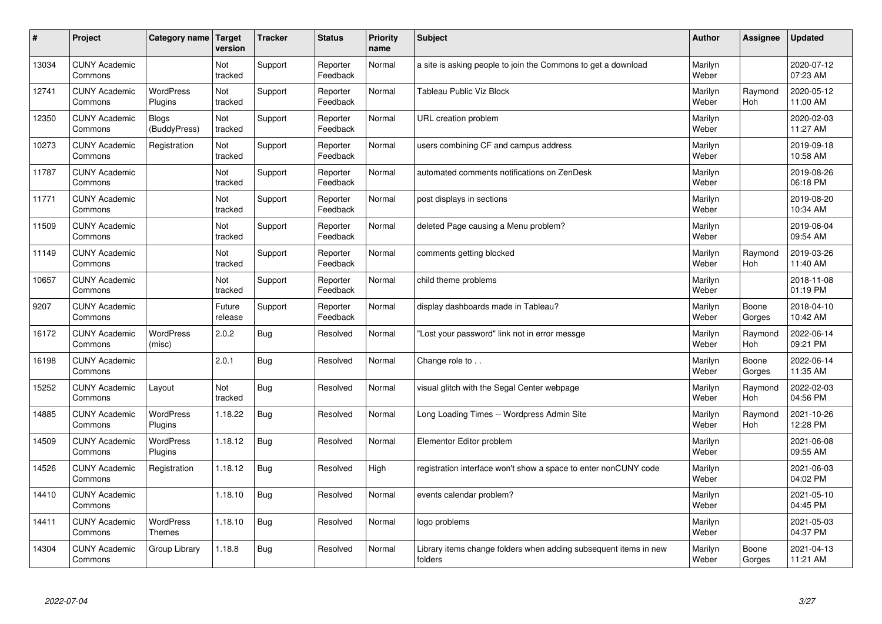| # | Project | Category name | Target version | Tracker | Status | Priority name | Subject | Author | Assignee | Updated |
|---|---|---|---|---|---|---|---|---|---|---|
| 13034 | CUNY Academic Commons | | Not tracked | Support | Reporter Feedback | Normal | a site is asking people to join the Commons to get a download | Marilyn Weber | | 2020-07-12 07:23 AM |
| 12741 | CUNY Academic Commons | WordPress Plugins | Not tracked | Support | Reporter Feedback | Normal | Tableau Public Viz Block | Marilyn Weber | Raymond Hoh | 2020-05-12 11:00 AM |
| 12350 | CUNY Academic Commons | Blogs (BuddyPress) | Not tracked | Support | Reporter Feedback | Normal | URL creation problem | Marilyn Weber | | 2020-02-03 11:27 AM |
| 10273 | CUNY Academic Commons | Registration | Not tracked | Support | Reporter Feedback | Normal | users combining CF and campus address | Marilyn Weber | | 2019-09-18 10:58 AM |
| 11787 | CUNY Academic Commons | | Not tracked | Support | Reporter Feedback | Normal | automated comments notifications on ZenDesk | Marilyn Weber | | 2019-08-26 06:18 PM |
| 11771 | CUNY Academic Commons | | Not tracked | Support | Reporter Feedback | Normal | post displays in sections | Marilyn Weber | | 2019-08-20 10:34 AM |
| 11509 | CUNY Academic Commons | | Not tracked | Support | Reporter Feedback | Normal | deleted Page causing a Menu problem? | Marilyn Weber | | 2019-06-04 09:54 AM |
| 11149 | CUNY Academic Commons | | Not tracked | Support | Reporter Feedback | Normal | comments getting blocked | Marilyn Weber | Raymond Hoh | 2019-03-26 11:40 AM |
| 10657 | CUNY Academic Commons | | Not tracked | Support | Reporter Feedback | Normal | child theme problems | Marilyn Weber | | 2018-11-08 01:19 PM |
| 9207 | CUNY Academic Commons | | Future release | Support | Reporter Feedback | Normal | display dashboards made in Tableau? | Marilyn Weber | Boone Gorges | 2018-04-10 10:42 AM |
| 16172 | CUNY Academic Commons | WordPress (misc) | 2.0.2 | Bug | Resolved | Normal | "Lost your password" link not in error messge | Marilyn Weber | Raymond Hoh | 2022-06-14 09:21 PM |
| 16198 | CUNY Academic Commons | | 2.0.1 | Bug | Resolved | Normal | Change role to . . | Marilyn Weber | Boone Gorges | 2022-06-14 11:35 AM |
| 15252 | CUNY Academic Commons | Layout | Not tracked | Bug | Resolved | Normal | visual glitch with the Segal Center webpage | Marilyn Weber | Raymond Hoh | 2022-02-03 04:56 PM |
| 14885 | CUNY Academic Commons | WordPress Plugins | 1.18.22 | Bug | Resolved | Normal | Long Loading Times -- Wordpress Admin Site | Marilyn Weber | Raymond Hoh | 2021-10-26 12:28 PM |
| 14509 | CUNY Academic Commons | WordPress Plugins | 1.18.12 | Bug | Resolved | Normal | Elementor Editor problem | Marilyn Weber | | 2021-06-08 09:55 AM |
| 14526 | CUNY Academic Commons | Registration | 1.18.12 | Bug | Resolved | High | registration interface won't show a space to enter nonCUNY code | Marilyn Weber | | 2021-06-03 04:02 PM |
| 14410 | CUNY Academic Commons | | 1.18.10 | Bug | Resolved | Normal | events calendar problem? | Marilyn Weber | | 2021-05-10 04:45 PM |
| 14411 | CUNY Academic Commons | WordPress Themes | 1.18.10 | Bug | Resolved | Normal | logo problems | Marilyn Weber | | 2021-05-03 04:37 PM |
| 14304 | CUNY Academic Commons | Group Library | 1.18.8 | Bug | Resolved | Normal | Library items change folders when adding subsequent items in new folders | Marilyn Weber | Boone Gorges | 2021-04-13 11:21 AM |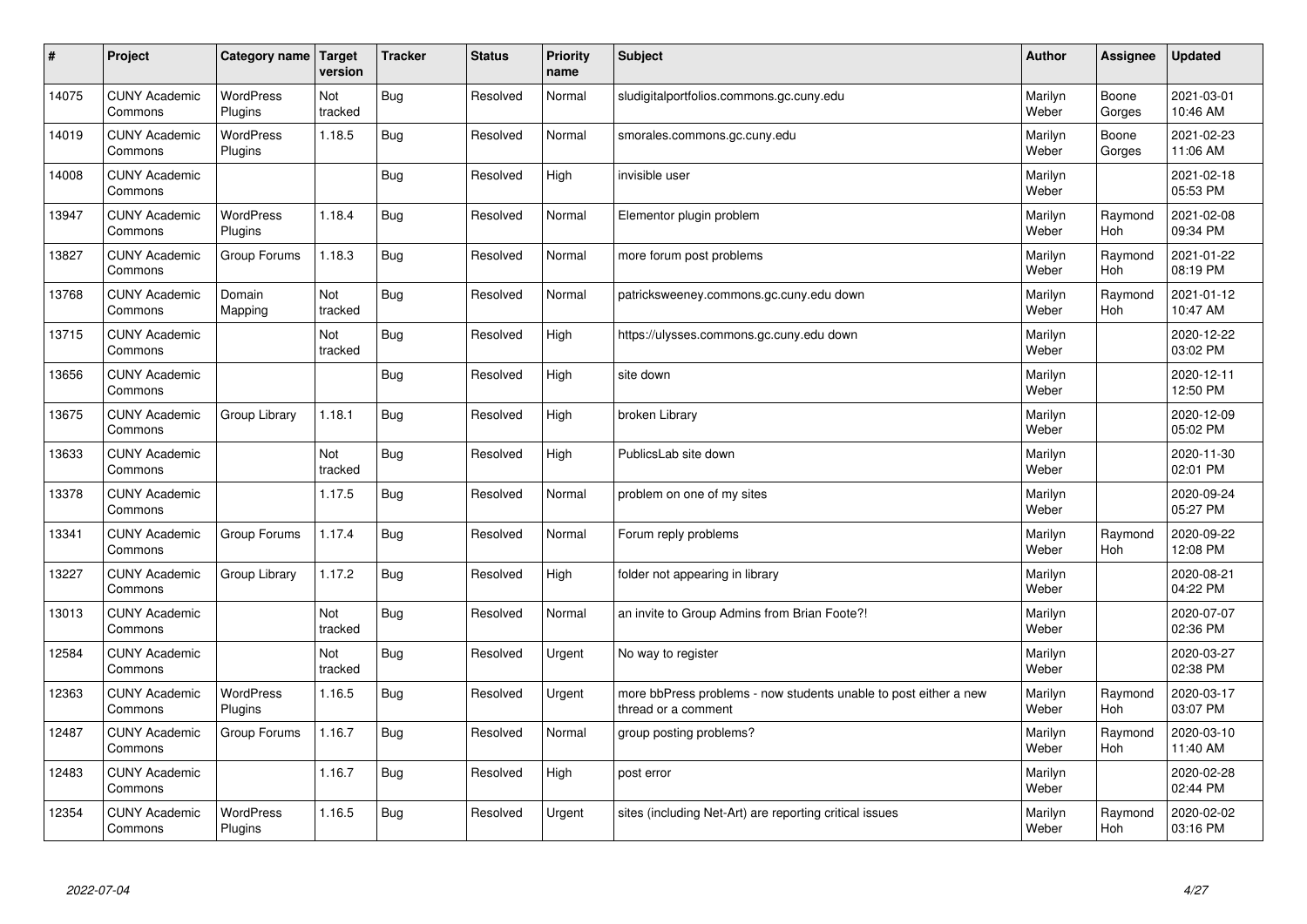| # | Project | Category name | Target version | Tracker | Status | Priority name | Subject | Author | Assignee | Updated |
|---|---|---|---|---|---|---|---|---|---|---|
| 14075 | CUNY Academic Commons | WordPress Plugins | Not tracked | Bug | Resolved | Normal | sludigitalportfolios.commons.gc.cuny.edu | Marilyn Weber | Boone Gorges | 2021-03-01 10:46 AM |
| 14019 | CUNY Academic Commons | WordPress Plugins | 1.18.5 | Bug | Resolved | Normal | smorales.commons.gc.cuny.edu | Marilyn Weber | Boone Gorges | 2021-02-23 11:06 AM |
| 14008 | CUNY Academic Commons | | | Bug | Resolved | High | invisible user | Marilyn Weber | | 2021-02-18 05:53 PM |
| 13947 | CUNY Academic Commons | WordPress Plugins | 1.18.4 | Bug | Resolved | Normal | Elementor plugin problem | Marilyn Weber | Raymond Hoh | 2021-02-08 09:34 PM |
| 13827 | CUNY Academic Commons | Group Forums | 1.18.3 | Bug | Resolved | Normal | more forum post problems | Marilyn Weber | Raymond Hoh | 2021-01-22 08:19 PM |
| 13768 | CUNY Academic Commons | Domain Mapping | Not tracked | Bug | Resolved | Normal | patricksweeney.commons.gc.cuny.edu down | Marilyn Weber | Raymond Hoh | 2021-01-12 10:47 AM |
| 13715 | CUNY Academic Commons | | Not tracked | Bug | Resolved | High | https://ulysses.commons.gc.cuny.edu down | Marilyn Weber | | 2020-12-22 03:02 PM |
| 13656 | CUNY Academic Commons | | | Bug | Resolved | High | site down | Marilyn Weber | | 2020-12-11 12:50 PM |
| 13675 | CUNY Academic Commons | Group Library | 1.18.1 | Bug | Resolved | High | broken Library | Marilyn Weber | | 2020-12-09 05:02 PM |
| 13633 | CUNY Academic Commons | | Not tracked | Bug | Resolved | High | PublicsLab site down | Marilyn Weber | | 2020-11-30 02:01 PM |
| 13378 | CUNY Academic Commons | | 1.17.5 | Bug | Resolved | Normal | problem on one of my sites | Marilyn Weber | | 2020-09-24 05:27 PM |
| 13341 | CUNY Academic Commons | Group Forums | 1.17.4 | Bug | Resolved | Normal | Forum reply problems | Marilyn Weber | Raymond Hoh | 2020-09-22 12:08 PM |
| 13227 | CUNY Academic Commons | Group Library | 1.17.2 | Bug | Resolved | High | folder not appearing in library | Marilyn Weber | | 2020-08-21 04:22 PM |
| 13013 | CUNY Academic Commons | | Not tracked | Bug | Resolved | Normal | an invite to Group Admins from Brian Foote?! | Marilyn Weber | | 2020-07-07 02:36 PM |
| 12584 | CUNY Academic Commons | | Not tracked | Bug | Resolved | Urgent | No way to register | Marilyn Weber | | 2020-03-27 02:38 PM |
| 12363 | CUNY Academic Commons | WordPress Plugins | 1.16.5 | Bug | Resolved | Urgent | more bbPress problems - now students unable to post either a new thread or a comment | Marilyn Weber | Raymond Hoh | 2020-03-17 03:07 PM |
| 12487 | CUNY Academic Commons | Group Forums | 1.16.7 | Bug | Resolved | Normal | group posting problems? | Marilyn Weber | Raymond Hoh | 2020-03-10 11:40 AM |
| 12483 | CUNY Academic Commons | | 1.16.7 | Bug | Resolved | High | post error | Marilyn Weber | | 2020-02-28 02:44 PM |
| 12354 | CUNY Academic Commons | WordPress Plugins | 1.16.5 | Bug | Resolved | Urgent | sites (including Net-Art) are reporting critical issues | Marilyn Weber | Raymond Hoh | 2020-02-02 03:16 PM |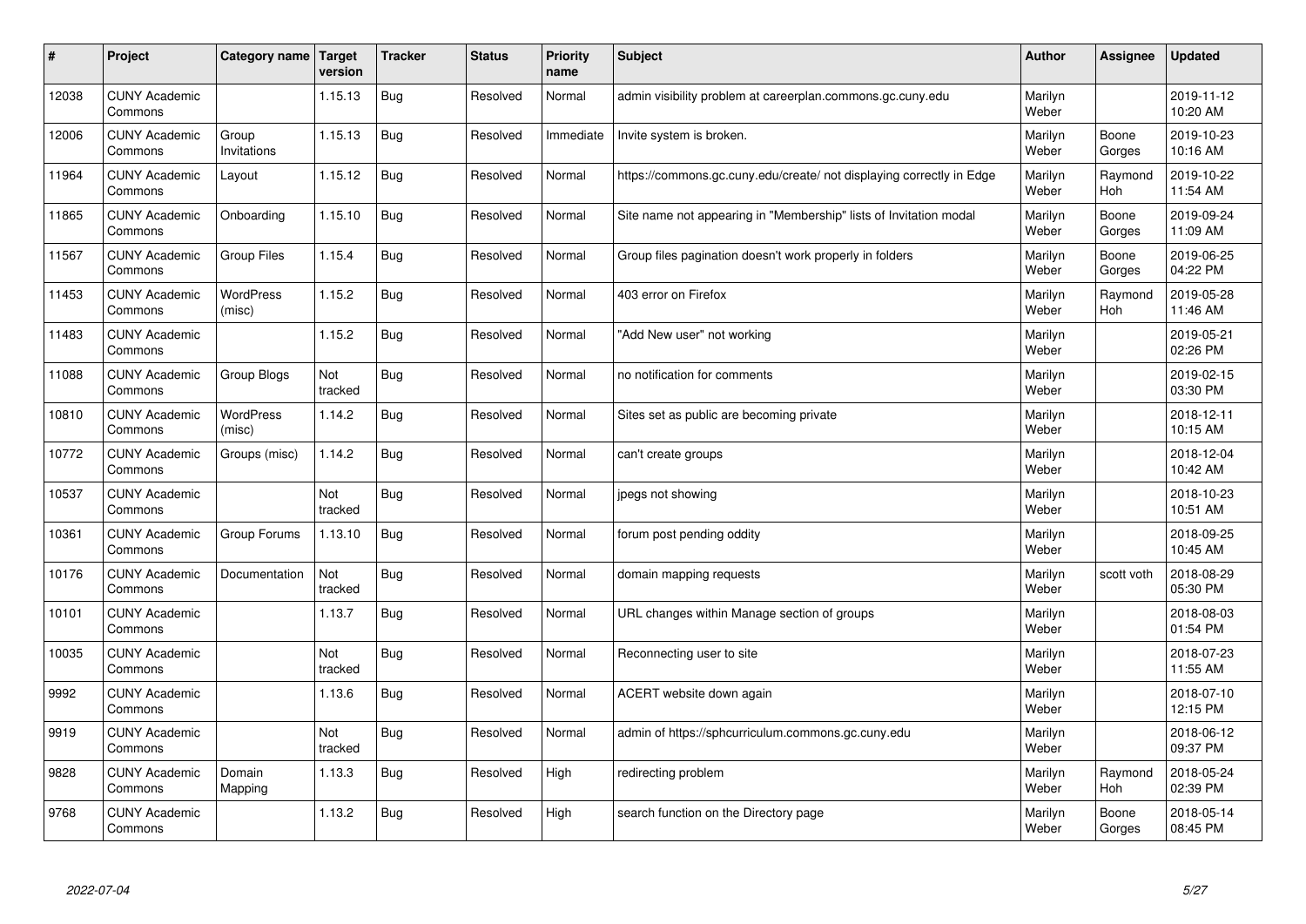| # | Project | Category name | Target version | Tracker | Status | Priority name | Subject | Author | Assignee | Updated |
|---|---|---|---|---|---|---|---|---|---|---|
| 12038 | CUNY Academic Commons | | 1.15.13 | Bug | Resolved | Normal | admin visibility problem at careerplan.commons.gc.cuny.edu | Marilyn Weber | | 2019-11-12 10:20 AM |
| 12006 | CUNY Academic Commons | Group Invitations | 1.15.13 | Bug | Resolved | Immediate | Invite system is broken. | Marilyn Weber | Boone Gorges | 2019-10-23 10:16 AM |
| 11964 | CUNY Academic Commons | Layout | 1.15.12 | Bug | Resolved | Normal | https://commons.gc.cuny.edu/create/ not displaying correctly in Edge | Marilyn Weber | Raymond Hoh | 2019-10-22 11:54 AM |
| 11865 | CUNY Academic Commons | Onboarding | 1.15.10 | Bug | Resolved | Normal | Site name not appearing in "Membership" lists of Invitation modal | Marilyn Weber | Boone Gorges | 2019-09-24 11:09 AM |
| 11567 | CUNY Academic Commons | Group Files | 1.15.4 | Bug | Resolved | Normal | Group files pagination doesn't work properly in folders | Marilyn Weber | Boone Gorges | 2019-06-25 04:22 PM |
| 11453 | CUNY Academic Commons | WordPress (misc) | 1.15.2 | Bug | Resolved | Normal | 403 error on Firefox | Marilyn Weber | Raymond Hoh | 2019-05-28 11:46 AM |
| 11483 | CUNY Academic Commons | | 1.15.2 | Bug | Resolved | Normal | "Add New user" not working | Marilyn Weber | | 2019-05-21 02:26 PM |
| 11088 | CUNY Academic Commons | Group Blogs | Not tracked | Bug | Resolved | Normal | no notification for comments | Marilyn Weber | | 2019-02-15 03:30 PM |
| 10810 | CUNY Academic Commons | WordPress (misc) | 1.14.2 | Bug | Resolved | Normal | Sites set as public are becoming private | Marilyn Weber | | 2018-12-11 10:15 AM |
| 10772 | CUNY Academic Commons | Groups (misc) | 1.14.2 | Bug | Resolved | Normal | can't create groups | Marilyn Weber | | 2018-12-04 10:42 AM |
| 10537 | CUNY Academic Commons | | Not tracked | Bug | Resolved | Normal | jpegs not showing | Marilyn Weber | | 2018-10-23 10:51 AM |
| 10361 | CUNY Academic Commons | Group Forums | 1.13.10 | Bug | Resolved | Normal | forum post pending oddity | Marilyn Weber | | 2018-09-25 10:45 AM |
| 10176 | CUNY Academic Commons | Documentation | Not tracked | Bug | Resolved | Normal | domain mapping requests | Marilyn Weber | scott voth | 2018-08-29 05:30 PM |
| 10101 | CUNY Academic Commons | | 1.13.7 | Bug | Resolved | Normal | URL changes within Manage section of groups | Marilyn Weber | | 2018-08-03 01:54 PM |
| 10035 | CUNY Academic Commons | | Not tracked | Bug | Resolved | Normal | Reconnecting user to site | Marilyn Weber | | 2018-07-23 11:55 AM |
| 9992 | CUNY Academic Commons | | 1.13.6 | Bug | Resolved | Normal | ACERT website down again | Marilyn Weber | | 2018-07-10 12:15 PM |
| 9919 | CUNY Academic Commons | | Not tracked | Bug | Resolved | Normal | admin of https://sphcurriculum.commons.gc.cuny.edu | Marilyn Weber | | 2018-06-12 09:37 PM |
| 9828 | CUNY Academic Commons | Domain Mapping | 1.13.3 | Bug | Resolved | High | redirecting problem | Marilyn Weber | Raymond Hoh | 2018-05-24 02:39 PM |
| 9768 | CUNY Academic Commons | | 1.13.2 | Bug | Resolved | High | search function on the Directory page | Marilyn Weber | Boone Gorges | 2018-05-14 08:45 PM |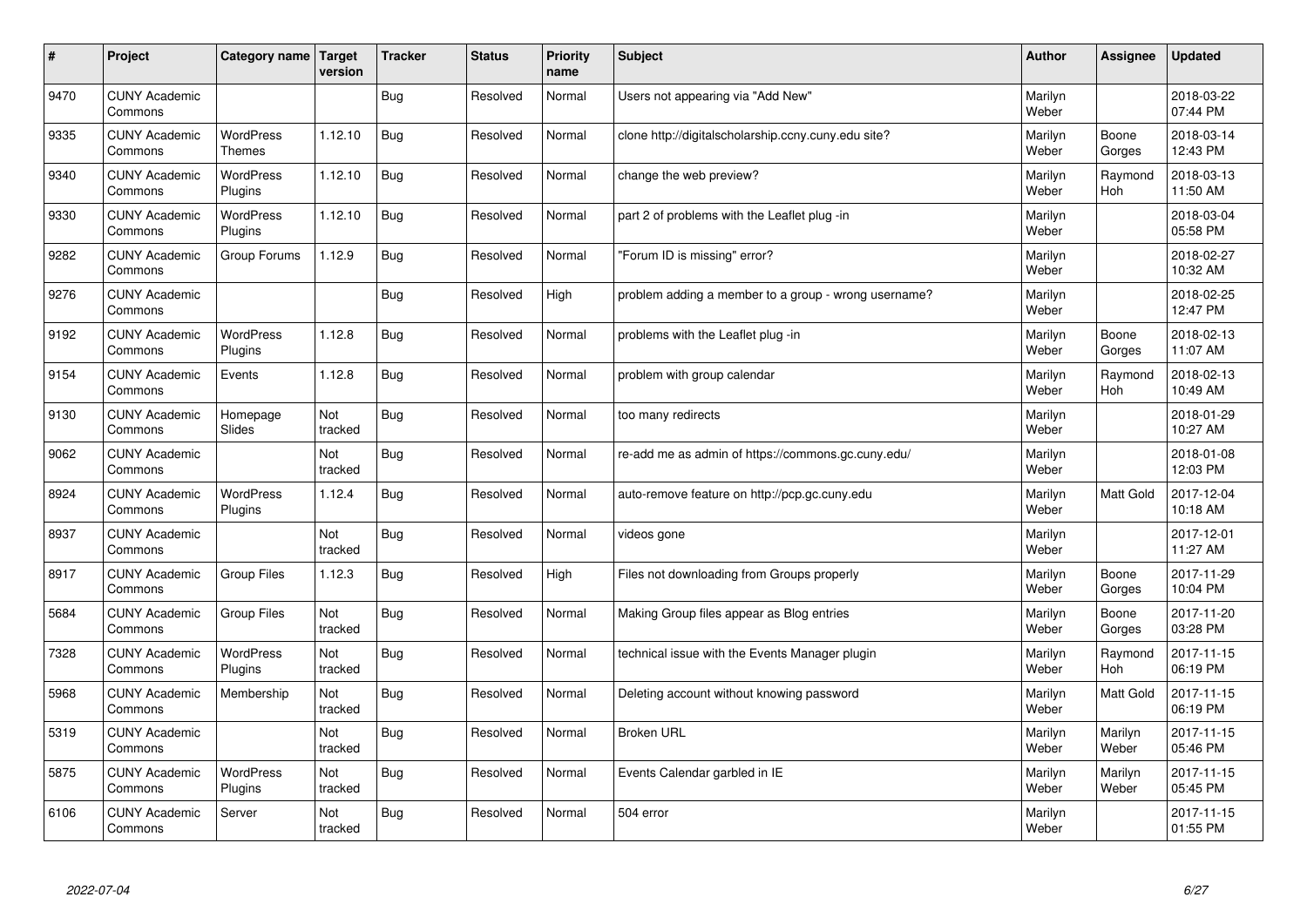| # | Project | Category name | Target version | Tracker | Status | Priority name | Subject | Author | Assignee | Updated |
|---|---|---|---|---|---|---|---|---|---|---|
| 9470 | CUNY Academic Commons | | | Bug | Resolved | Normal | Users not appearing via "Add New" | Marilyn Weber | | 2018-03-22 07:44 PM |
| 9335 | CUNY Academic Commons | WordPress Themes | 1.12.10 | Bug | Resolved | Normal | clone http://digitalscholarship.ccny.cuny.edu site? | Marilyn Weber | Boone Gorges | 2018-03-14 12:43 PM |
| 9340 | CUNY Academic Commons | WordPress Plugins | 1.12.10 | Bug | Resolved | Normal | change the web preview? | Marilyn Weber | Raymond Hoh | 2018-03-13 11:50 AM |
| 9330 | CUNY Academic Commons | WordPress Plugins | 1.12.10 | Bug | Resolved | Normal | part 2 of problems with the Leaflet plug -in | Marilyn Weber | | 2018-03-04 05:58 PM |
| 9282 | CUNY Academic Commons | Group Forums | 1.12.9 | Bug | Resolved | Normal | "Forum ID is missing" error? | Marilyn Weber | | 2018-02-27 10:32 AM |
| 9276 | CUNY Academic Commons | | | Bug | Resolved | High | problem adding a member to a group - wrong username? | Marilyn Weber | | 2018-02-25 12:47 PM |
| 9192 | CUNY Academic Commons | WordPress Plugins | 1.12.8 | Bug | Resolved | Normal | problems with the Leaflet plug -in | Marilyn Weber | Boone Gorges | 2018-02-13 11:07 AM |
| 9154 | CUNY Academic Commons | Events | 1.12.8 | Bug | Resolved | Normal | problem with group calendar | Marilyn Weber | Raymond Hoh | 2018-02-13 10:49 AM |
| 9130 | CUNY Academic Commons | Homepage Slides | Not tracked | Bug | Resolved | Normal | too many redirects | Marilyn Weber | | 2018-01-29 10:27 AM |
| 9062 | CUNY Academic Commons | | Not tracked | Bug | Resolved | Normal | re-add me as admin of https://commons.gc.cuny.edu/ | Marilyn Weber | | 2018-01-08 12:03 PM |
| 8924 | CUNY Academic Commons | WordPress Plugins | 1.12.4 | Bug | Resolved | Normal | auto-remove feature on http://pcp.gc.cuny.edu | Marilyn Weber | Matt Gold | 2017-12-04 10:18 AM |
| 8937 | CUNY Academic Commons | | Not tracked | Bug | Resolved | Normal | videos gone | Marilyn Weber | | 2017-12-01 11:27 AM |
| 8917 | CUNY Academic Commons | Group Files | 1.12.3 | Bug | Resolved | High | Files not downloading from Groups properly | Marilyn Weber | Boone Gorges | 2017-11-29 10:04 PM |
| 5684 | CUNY Academic Commons | Group Files | Not tracked | Bug | Resolved | Normal | Making Group files appear as Blog entries | Marilyn Weber | Boone Gorges | 2017-11-20 03:28 PM |
| 7328 | CUNY Academic Commons | WordPress Plugins | Not tracked | Bug | Resolved | Normal | technical issue with the Events Manager plugin | Marilyn Weber | Raymond Hoh | 2017-11-15 06:19 PM |
| 5968 | CUNY Academic Commons | Membership | Not tracked | Bug | Resolved | Normal | Deleting account without knowing password | Marilyn Weber | Matt Gold | 2017-11-15 06:19 PM |
| 5319 | CUNY Academic Commons | | Not tracked | Bug | Resolved | Normal | Broken URL | Marilyn Weber | Marilyn Weber | 2017-11-15 05:46 PM |
| 5875 | CUNY Academic Commons | WordPress Plugins | Not tracked | Bug | Resolved | Normal | Events Calendar garbled in IE | Marilyn Weber | Marilyn Weber | 2017-11-15 05:45 PM |
| 6106 | CUNY Academic Commons | Server | Not tracked | Bug | Resolved | Normal | 504 error | Marilyn Weber | | 2017-11-15 01:55 PM |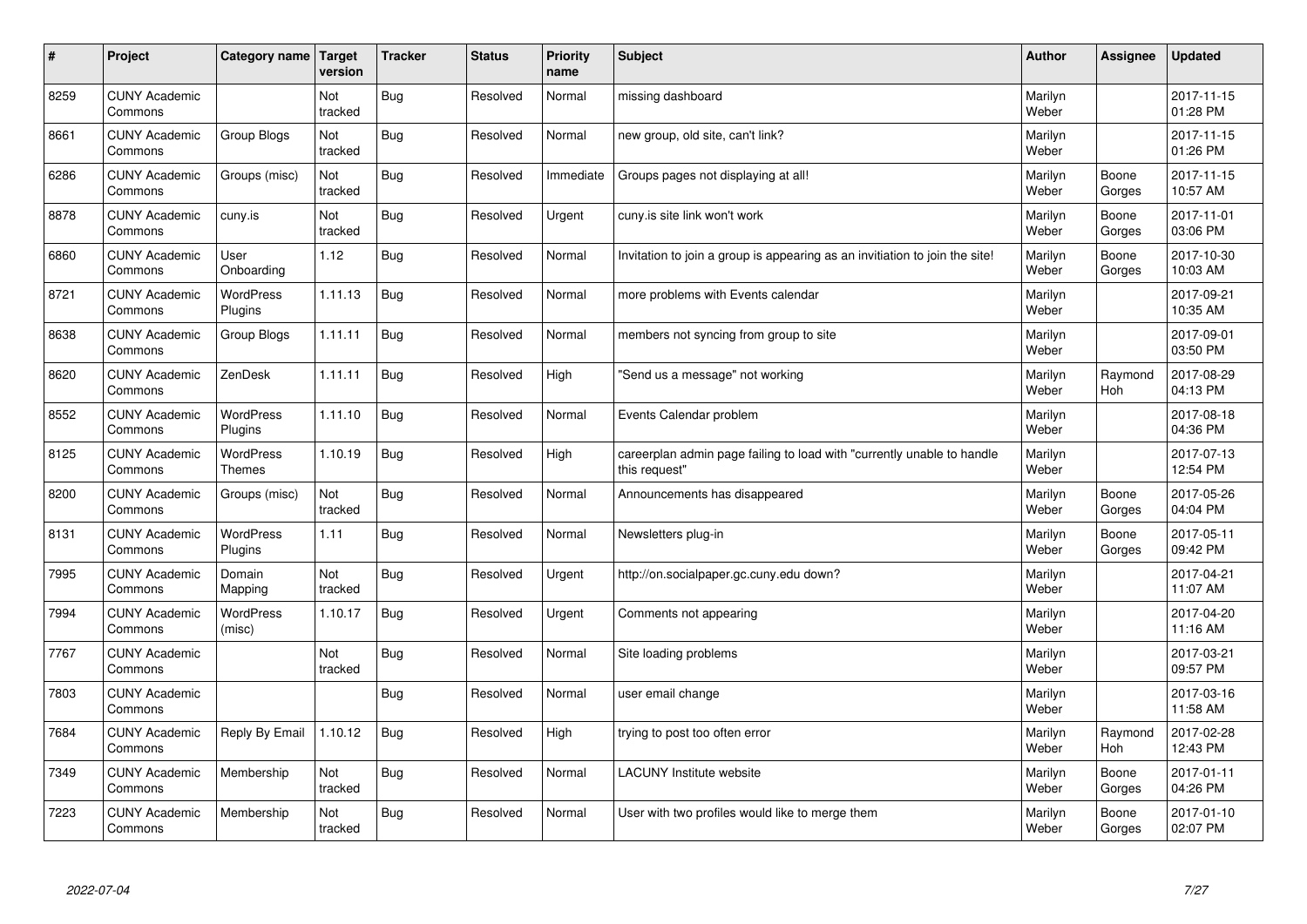| # | Project | Category name | Target version | Tracker | Status | Priority name | Subject | Author | Assignee | Updated |
|---|---|---|---|---|---|---|---|---|---|---|
| 8259 | CUNY Academic Commons | | Not tracked | Bug | Resolved | Normal | missing dashboard | Marilyn Weber | | 2017-11-15 01:28 PM |
| 8661 | CUNY Academic Commons | Group Blogs | Not tracked | Bug | Resolved | Normal | new group, old site, can't link? | Marilyn Weber | | 2017-11-15 01:26 PM |
| 6286 | CUNY Academic Commons | Groups (misc) | Not tracked | Bug | Resolved | Immediate | Groups pages not displaying at all! | Marilyn Weber | Boone Gorges | 2017-11-15 10:57 AM |
| 8878 | CUNY Academic Commons | cuny.is | Not tracked | Bug | Resolved | Urgent | cuny.is site link won't work | Marilyn Weber | Boone Gorges | 2017-11-01 03:06 PM |
| 6860 | CUNY Academic Commons | User Onboarding | 1.12 | Bug | Resolved | Normal | Invitation to join a group is appearing as an invitiation to join the site! | Marilyn Weber | Boone Gorges | 2017-10-30 10:03 AM |
| 8721 | CUNY Academic Commons | WordPress Plugins | 1.11.13 | Bug | Resolved | Normal | more problems with Events calendar | Marilyn Weber | | 2017-09-21 10:35 AM |
| 8638 | CUNY Academic Commons | Group Blogs | 1.11.11 | Bug | Resolved | Normal | members not syncing from group to site | Marilyn Weber | | 2017-09-01 03:50 PM |
| 8620 | CUNY Academic Commons | ZenDesk | 1.11.11 | Bug | Resolved | High | "Send us a message" not working | Marilyn Weber | Raymond Hoh | 2017-08-29 04:13 PM |
| 8552 | CUNY Academic Commons | WordPress Plugins | 1.11.10 | Bug | Resolved | Normal | Events Calendar problem | Marilyn Weber | | 2017-08-18 04:36 PM |
| 8125 | CUNY Academic Commons | WordPress Themes | 1.10.19 | Bug | Resolved | High | careerplan admin page failing to load with "currently unable to handle this request" | Marilyn Weber | | 2017-07-13 12:54 PM |
| 8200 | CUNY Academic Commons | Groups (misc) | Not tracked | Bug | Resolved | Normal | Announcements has disappeared | Marilyn Weber | Boone Gorges | 2017-05-26 04:04 PM |
| 8131 | CUNY Academic Commons | WordPress Plugins | 1.11 | Bug | Resolved | Normal | Newsletters plug-in | Marilyn Weber | Boone Gorges | 2017-05-11 09:42 PM |
| 7995 | CUNY Academic Commons | Domain Mapping | Not tracked | Bug | Resolved | Urgent | http://on.socialpaper.gc.cuny.edu down? | Marilyn Weber | | 2017-04-21 11:07 AM |
| 7994 | CUNY Academic Commons | WordPress (misc) | 1.10.17 | Bug | Resolved | Urgent | Comments not appearing | Marilyn Weber | | 2017-04-20 11:16 AM |
| 7767 | CUNY Academic Commons | | Not tracked | Bug | Resolved | Normal | Site loading problems | Marilyn Weber | | 2017-03-21 09:57 PM |
| 7803 | CUNY Academic Commons | | | Bug | Resolved | Normal | user email change | Marilyn Weber | | 2017-03-16 11:58 AM |
| 7684 | CUNY Academic Commons | Reply By Email | 1.10.12 | Bug | Resolved | High | trying to post too often error | Marilyn Weber | Raymond Hoh | 2017-02-28 12:43 PM |
| 7349 | CUNY Academic Commons | Membership | Not tracked | Bug | Resolved | Normal | LACUNY Institute website | Marilyn Weber | Boone Gorges | 2017-01-11 04:26 PM |
| 7223 | CUNY Academic Commons | Membership | Not tracked | Bug | Resolved | Normal | User with two profiles would like to merge them | Marilyn Weber | Boone Gorges | 2017-01-10 02:07 PM |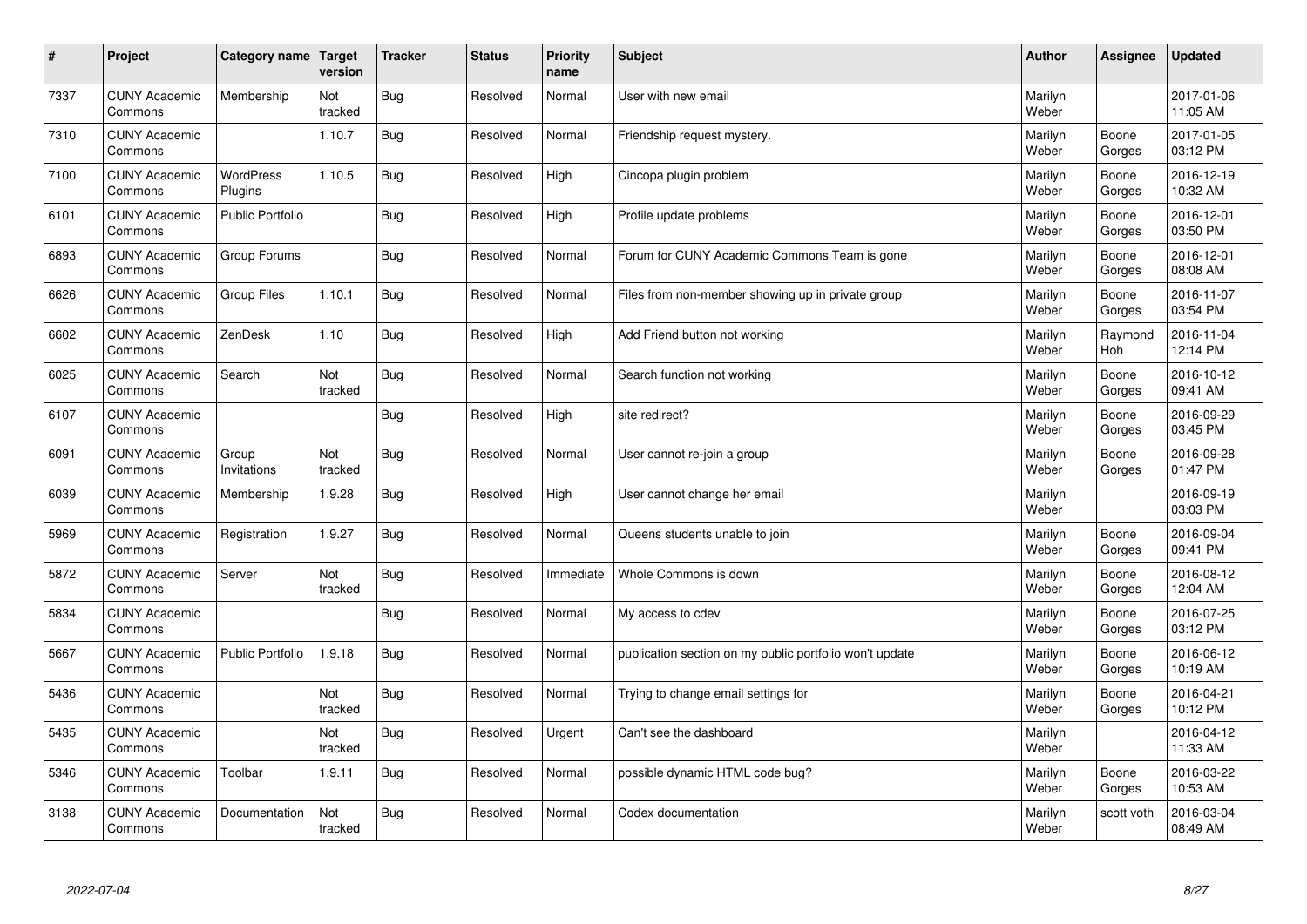| # | Project | Category name | Target version | Tracker | Status | Priority name | Subject | Author | Assignee | Updated |
|---|---|---|---|---|---|---|---|---|---|---|
| 7337 | CUNY Academic Commons | Membership | Not tracked | Bug | Resolved | Normal | User with new email | Marilyn Weber | | 2017-01-06 11:05 AM |
| 7310 | CUNY Academic Commons | | 1.10.7 | Bug | Resolved | Normal | Friendship request mystery. | Marilyn Weber | Boone Gorges | 2017-01-05 03:12 PM |
| 7100 | CUNY Academic Commons | WordPress Plugins | 1.10.5 | Bug | Resolved | High | Cincopa plugin problem | Marilyn Weber | Boone Gorges | 2016-12-19 10:32 AM |
| 6101 | CUNY Academic Commons | Public Portfolio | | Bug | Resolved | High | Profile update problems | Marilyn Weber | Boone Gorges | 2016-12-01 03:50 PM |
| 6893 | CUNY Academic Commons | Group Forums | | Bug | Resolved | Normal | Forum for CUNY Academic Commons Team is gone | Marilyn Weber | Boone Gorges | 2016-12-01 08:08 AM |
| 6626 | CUNY Academic Commons | Group Files | 1.10.1 | Bug | Resolved | Normal | Files from non-member showing up in private group | Marilyn Weber | Boone Gorges | 2016-11-07 03:54 PM |
| 6602 | CUNY Academic Commons | ZenDesk | 1.10 | Bug | Resolved | High | Add Friend button not working | Marilyn Weber | Raymond Hoh | 2016-11-04 12:14 PM |
| 6025 | CUNY Academic Commons | Search | Not tracked | Bug | Resolved | Normal | Search function not working | Marilyn Weber | Boone Gorges | 2016-10-12 09:41 AM |
| 6107 | CUNY Academic Commons | | | Bug | Resolved | High | site redirect? | Marilyn Weber | Boone Gorges | 2016-09-29 03:45 PM |
| 6091 | CUNY Academic Commons | Group Invitations | Not tracked | Bug | Resolved | Normal | User cannot re-join a group | Marilyn Weber | Boone Gorges | 2016-09-28 01:47 PM |
| 6039 | CUNY Academic Commons | Membership | 1.9.28 | Bug | Resolved | High | User cannot change her email | Marilyn Weber | | 2016-09-19 03:03 PM |
| 5969 | CUNY Academic Commons | Registration | 1.9.27 | Bug | Resolved | Normal | Queens students unable to join | Marilyn Weber | Boone Gorges | 2016-09-04 09:41 PM |
| 5872 | CUNY Academic Commons | Server | Not tracked | Bug | Resolved | Immediate | Whole Commons is down | Marilyn Weber | Boone Gorges | 2016-08-12 12:04 AM |
| 5834 | CUNY Academic Commons | | | Bug | Resolved | Normal | My access to cdev | Marilyn Weber | Boone Gorges | 2016-07-25 03:12 PM |
| 5667 | CUNY Academic Commons | Public Portfolio | 1.9.18 | Bug | Resolved | Normal | publication section on my public portfolio won't update | Marilyn Weber | Boone Gorges | 2016-06-12 10:19 AM |
| 5436 | CUNY Academic Commons | | Not tracked | Bug | Resolved | Normal | Trying to change email settings for | Marilyn Weber | Boone Gorges | 2016-04-21 10:12 PM |
| 5435 | CUNY Academic Commons | | Not tracked | Bug | Resolved | Urgent | Can't see the dashboard | Marilyn Weber | | 2016-04-12 11:33 AM |
| 5346 | CUNY Academic Commons | Toolbar | 1.9.11 | Bug | Resolved | Normal | possible dynamic HTML code bug? | Marilyn Weber | Boone Gorges | 2016-03-22 10:53 AM |
| 3138 | CUNY Academic Commons | Documentation | Not tracked | Bug | Resolved | Normal | Codex documentation | Marilyn Weber | scott voth | 2016-03-04 08:49 AM |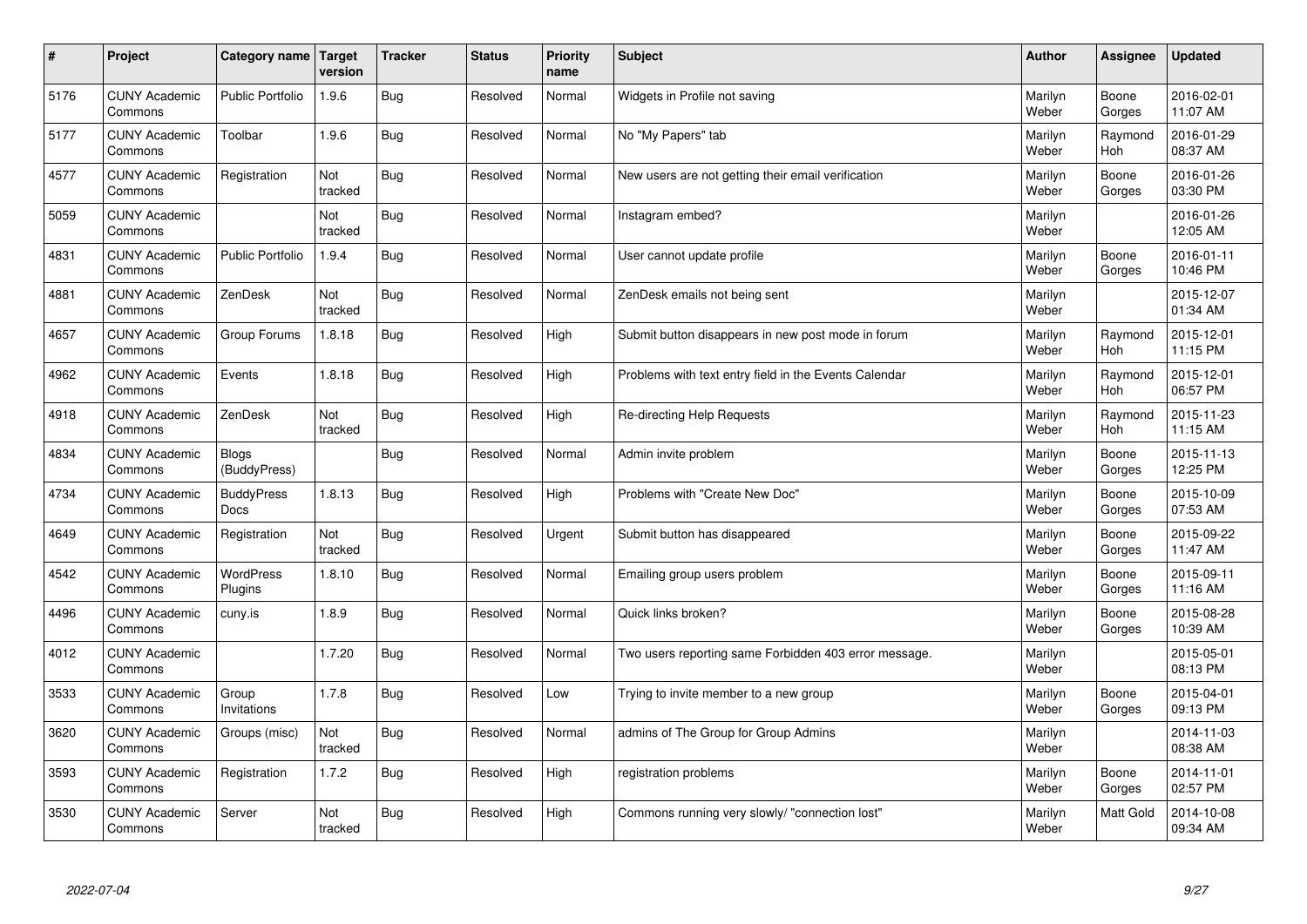| # | Project | Category name | Target version | Tracker | Status | Priority name | Subject | Author | Assignee | Updated |
|---|---|---|---|---|---|---|---|---|---|---|
| 5176 | CUNY Academic Commons | Public Portfolio | 1.9.6 | Bug | Resolved | Normal | Widgets in Profile not saving | Marilyn Weber | Boone Gorges | 2016-02-01 11:07 AM |
| 5177 | CUNY Academic Commons | Toolbar | 1.9.6 | Bug | Resolved | Normal | No "My Papers" tab | Marilyn Weber | Raymond Hoh | 2016-01-29 08:37 AM |
| 4577 | CUNY Academic Commons | Registration | Not tracked | Bug | Resolved | Normal | New users are not getting their email verification | Marilyn Weber | Boone Gorges | 2016-01-26 03:30 PM |
| 5059 | CUNY Academic Commons | | Not tracked | Bug | Resolved | Normal | Instagram embed? | Marilyn Weber | | 2016-01-26 12:05 AM |
| 4831 | CUNY Academic Commons | Public Portfolio | 1.9.4 | Bug | Resolved | Normal | User cannot update profile | Marilyn Weber | Boone Gorges | 2016-01-11 10:46 PM |
| 4881 | CUNY Academic Commons | ZenDesk | Not tracked | Bug | Resolved | Normal | ZenDesk emails not being sent | Marilyn Weber | | 2015-12-07 01:34 AM |
| 4657 | CUNY Academic Commons | Group Forums | 1.8.18 | Bug | Resolved | High | Submit button disappears in new post mode in forum | Marilyn Weber | Raymond Hoh | 2015-12-01 11:15 PM |
| 4962 | CUNY Academic Commons | Events | 1.8.18 | Bug | Resolved | High | Problems with text entry field in the Events Calendar | Marilyn Weber | Raymond Hoh | 2015-12-01 06:57 PM |
| 4918 | CUNY Academic Commons | ZenDesk | Not tracked | Bug | Resolved | High | Re-directing Help Requests | Marilyn Weber | Raymond Hoh | 2015-11-23 11:15 AM |
| 4834 | CUNY Academic Commons | Blogs (BuddyPress) | | Bug | Resolved | Normal | Admin invite problem | Marilyn Weber | Boone Gorges | 2015-11-13 12:25 PM |
| 4734 | CUNY Academic Commons | BuddyPress Docs | 1.8.13 | Bug | Resolved | High | Problems with "Create New Doc" | Marilyn Weber | Boone Gorges | 2015-10-09 07:53 AM |
| 4649 | CUNY Academic Commons | Registration | Not tracked | Bug | Resolved | Urgent | Submit button has disappeared | Marilyn Weber | Boone Gorges | 2015-09-22 11:47 AM |
| 4542 | CUNY Academic Commons | WordPress Plugins | 1.8.10 | Bug | Resolved | Normal | Emailing group users problem | Marilyn Weber | Boone Gorges | 2015-09-11 11:16 AM |
| 4496 | CUNY Academic Commons | cuny.is | 1.8.9 | Bug | Resolved | Normal | Quick links broken? | Marilyn Weber | Boone Gorges | 2015-08-28 10:39 AM |
| 4012 | CUNY Academic Commons | | 1.7.20 | Bug | Resolved | Normal | Two users reporting same Forbidden 403 error message. | Marilyn Weber | | 2015-05-01 08:13 PM |
| 3533 | CUNY Academic Commons | Group Invitations | 1.7.8 | Bug | Resolved | Low | Trying to invite member to a new group | Marilyn Weber | Boone Gorges | 2015-04-01 09:13 PM |
| 3620 | CUNY Academic Commons | Groups (misc) | Not tracked | Bug | Resolved | Normal | admins of The Group for Group Admins | Marilyn Weber | | 2014-11-03 08:38 AM |
| 3593 | CUNY Academic Commons | Registration | 1.7.2 | Bug | Resolved | High | registration problems | Marilyn Weber | Boone Gorges | 2014-11-01 02:57 PM |
| 3530 | CUNY Academic Commons | Server | Not tracked | Bug | Resolved | High | Commons running very slowly/ "connection lost" | Marilyn Weber | Matt Gold | 2014-10-08 09:34 AM |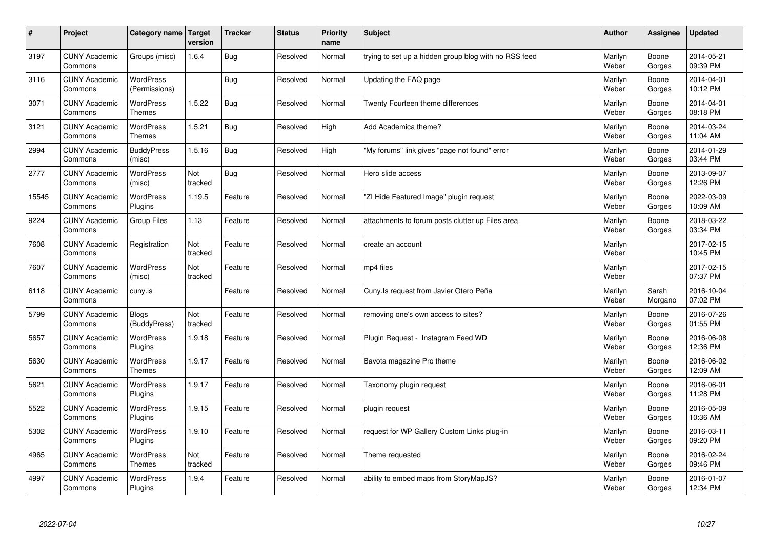| # | Project | Category name | Target version | Tracker | Status | Priority name | Subject | Author | Assignee | Updated |
|---|---|---|---|---|---|---|---|---|---|---|
| 3197 | CUNY Academic Commons | Groups (misc) | 1.6.4 | Bug | Resolved | Normal | trying to set up a hidden group blog with no RSS feed | Marilyn Weber | Boone Gorges | 2014-05-21 09:39 PM |
| 3116 | CUNY Academic Commons | WordPress (Permissions) | | Bug | Resolved | Normal | Updating the FAQ page | Marilyn Weber | Boone Gorges | 2014-04-01 10:12 PM |
| 3071 | CUNY Academic Commons | WordPress Themes | 1.5.22 | Bug | Resolved | Normal | Twenty Fourteen theme differences | Marilyn Weber | Boone Gorges | 2014-04-01 08:18 PM |
| 3121 | CUNY Academic Commons | WordPress Themes | 1.5.21 | Bug | Resolved | High | Add Academica theme? | Marilyn Weber | Boone Gorges | 2014-03-24 11:04 AM |
| 2994 | CUNY Academic Commons | BuddyPress (misc) | 1.5.16 | Bug | Resolved | High | "My forums" link gives "page not found" error | Marilyn Weber | Boone Gorges | 2014-01-29 03:44 PM |
| 2777 | CUNY Academic Commons | WordPress (misc) | Not tracked | Bug | Resolved | Normal | Hero slide access | Marilyn Weber | Boone Gorges | 2013-09-07 12:26 PM |
| 15545 | CUNY Academic Commons | WordPress Plugins | 1.19.5 | Feature | Resolved | Normal | "ZI Hide Featured Image" plugin request | Marilyn Weber | Boone Gorges | 2022-03-09 10:09 AM |
| 9224 | CUNY Academic Commons | Group Files | 1.13 | Feature | Resolved | Normal | attachments to forum posts clutter up Files area | Marilyn Weber | Boone Gorges | 2018-03-22 03:34 PM |
| 7608 | CUNY Academic Commons | Registration | Not tracked | Feature | Resolved | Normal | create an account | Marilyn Weber | | 2017-02-15 10:45 PM |
| 7607 | CUNY Academic Commons | WordPress (misc) | Not tracked | Feature | Resolved | Normal | mp4 files | Marilyn Weber | | 2017-02-15 07:37 PM |
| 6118 | CUNY Academic Commons | cuny.is | | Feature | Resolved | Normal | Cuny.Is request from Javier Otero Peña | Marilyn Weber | Sarah Morgano | 2016-10-04 07:02 PM |
| 5799 | CUNY Academic Commons | Blogs (BuddyPress) | Not tracked | Feature | Resolved | Normal | removing one's own access to sites? | Marilyn Weber | Boone Gorges | 2016-07-26 01:55 PM |
| 5657 | CUNY Academic Commons | WordPress Plugins | 1.9.18 | Feature | Resolved | Normal | Plugin Request - Instagram Feed WD | Marilyn Weber | Boone Gorges | 2016-06-08 12:36 PM |
| 5630 | CUNY Academic Commons | WordPress Themes | 1.9.17 | Feature | Resolved | Normal | Bavota magazine Pro theme | Marilyn Weber | Boone Gorges | 2016-06-02 12:09 AM |
| 5621 | CUNY Academic Commons | WordPress Plugins | 1.9.17 | Feature | Resolved | Normal | Taxonomy plugin request | Marilyn Weber | Boone Gorges | 2016-06-01 11:28 PM |
| 5522 | CUNY Academic Commons | WordPress Plugins | 1.9.15 | Feature | Resolved | Normal | plugin request | Marilyn Weber | Boone Gorges | 2016-05-09 10:36 AM |
| 5302 | CUNY Academic Commons | WordPress Plugins | 1.9.10 | Feature | Resolved | Normal | request for WP Gallery Custom Links plug-in | Marilyn Weber | Boone Gorges | 2016-03-11 09:20 PM |
| 4965 | CUNY Academic Commons | WordPress Themes | Not tracked | Feature | Resolved | Normal | Theme requested | Marilyn Weber | Boone Gorges | 2016-02-24 09:46 PM |
| 4997 | CUNY Academic Commons | WordPress Plugins | 1.9.4 | Feature | Resolved | Normal | ability to embed maps from StoryMapJS? | Marilyn Weber | Boone Gorges | 2016-01-07 12:34 PM |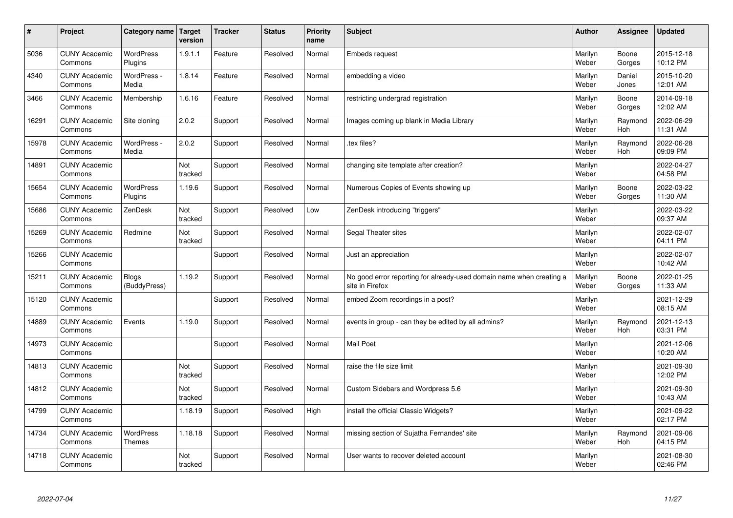| # | Project | Category name | Target version | Tracker | Status | Priority name | Subject | Author | Assignee | Updated |
|---|---|---|---|---|---|---|---|---|---|---|
| 5036 | CUNY Academic Commons | WordPress Plugins | 1.9.1.1 | Feature | Resolved | Normal | Embeds request | Marilyn Weber | Boone Gorges | 2015-12-18 10:12 PM |
| 4340 | CUNY Academic Commons | WordPress - Media | 1.8.14 | Feature | Resolved | Normal | embedding a video | Marilyn Weber | Daniel Jones | 2015-10-20 12:01 AM |
| 3466 | CUNY Academic Commons | Membership | 1.6.16 | Feature | Resolved | Normal | restricting undergrad registration | Marilyn Weber | Boone Gorges | 2014-09-18 12:02 AM |
| 16291 | CUNY Academic Commons | Site cloning | 2.0.2 | Support | Resolved | Normal | Images coming up blank in Media Library | Marilyn Weber | Raymond Hoh | 2022-06-29 11:31 AM |
| 15978 | CUNY Academic Commons | WordPress - Media | 2.0.2 | Support | Resolved | Normal | .tex files? | Marilyn Weber | Raymond Hoh | 2022-06-28 09:09 PM |
| 14891 | CUNY Academic Commons | | Not tracked | Support | Resolved | Normal | changing site template after creation? | Marilyn Weber | | 2022-04-27 04:58 PM |
| 15654 | CUNY Academic Commons | WordPress Plugins | 1.19.6 | Support | Resolved | Normal | Numerous Copies of Events showing up | Marilyn Weber | Boone Gorges | 2022-03-22 11:30 AM |
| 15686 | CUNY Academic Commons | ZenDesk | Not tracked | Support | Resolved | Low | ZenDesk introducing "triggers" | Marilyn Weber | | 2022-03-22 09:37 AM |
| 15269 | CUNY Academic Commons | Redmine | Not tracked | Support | Resolved | Normal | Segal Theater sites | Marilyn Weber | | 2022-02-07 04:11 PM |
| 15266 | CUNY Academic Commons | | | Support | Resolved | Normal | Just an appreciation | Marilyn Weber | | 2022-02-07 10:42 AM |
| 15211 | CUNY Academic Commons | Blogs (BuddyPress) | 1.19.2 | Support | Resolved | Normal | No good error reporting for already-used domain name when creating a site in Firefox | Marilyn Weber | Boone Gorges | 2022-01-25 11:33 AM |
| 15120 | CUNY Academic Commons | | | Support | Resolved | Normal | embed Zoom recordings in a post? | Marilyn Weber | | 2021-12-29 08:15 AM |
| 14889 | CUNY Academic Commons | Events | 1.19.0 | Support | Resolved | Normal | events in group - can they be edited by all admins? | Marilyn Weber | Raymond Hoh | 2021-12-13 03:31 PM |
| 14973 | CUNY Academic Commons | | | Support | Resolved | Normal | Mail Poet | Marilyn Weber | | 2021-12-06 10:20 AM |
| 14813 | CUNY Academic Commons | | Not tracked | Support | Resolved | Normal | raise the file size limit | Marilyn Weber | | 2021-09-30 12:02 PM |
| 14812 | CUNY Academic Commons | | Not tracked | Support | Resolved | Normal | Custom Sidebars and Wordpress 5.6 | Marilyn Weber | | 2021-09-30 10:43 AM |
| 14799 | CUNY Academic Commons | | 1.18.19 | Support | Resolved | High | install the official Classic Widgets? | Marilyn Weber | | 2021-09-22 02:17 PM |
| 14734 | CUNY Academic Commons | WordPress Themes | 1.18.18 | Support | Resolved | Normal | missing section of Sujatha Fernandes' site | Marilyn Weber | Raymond Hoh | 2021-09-06 04:15 PM |
| 14718 | CUNY Academic Commons | | Not tracked | Support | Resolved | Normal | User wants to recover deleted account | Marilyn Weber | | 2021-08-30 02:46 PM |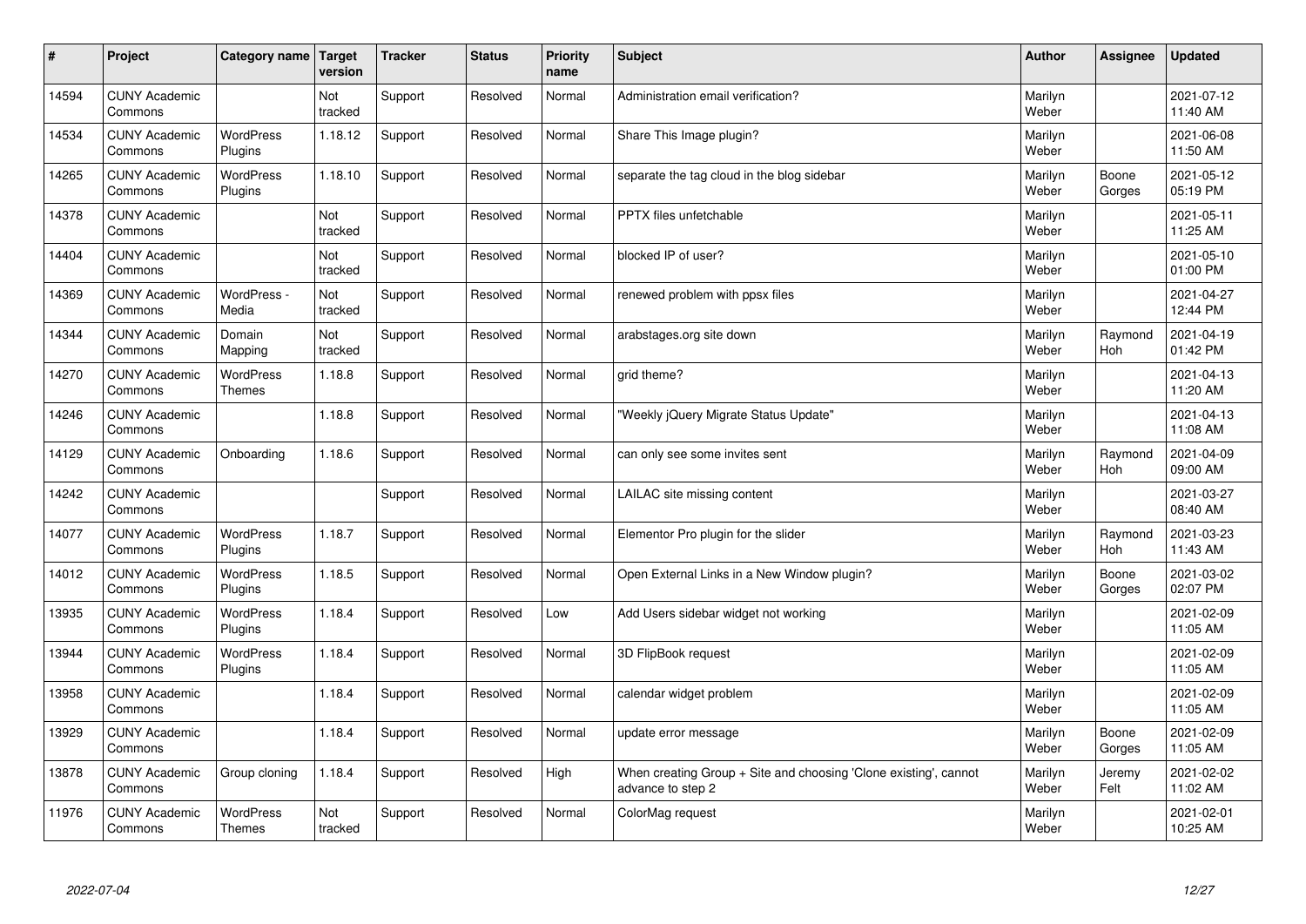| # | Project | Category name | Target version | Tracker | Status | Priority name | Subject | Author | Assignee | Updated |
|---|---|---|---|---|---|---|---|---|---|---|
| 14594 | CUNY Academic Commons | | Not tracked | Support | Resolved | Normal | Administration email verification? | Marilyn Weber | | 2021-07-12 11:40 AM |
| 14534 | CUNY Academic Commons | WordPress Plugins | 1.18.12 | Support | Resolved | Normal | Share This Image plugin? | Marilyn Weber | | 2021-06-08 11:50 AM |
| 14265 | CUNY Academic Commons | WordPress Plugins | 1.18.10 | Support | Resolved | Normal | separate the tag cloud in the blog sidebar | Marilyn Weber | Boone Gorges | 2021-05-12 05:19 PM |
| 14378 | CUNY Academic Commons | | Not tracked | Support | Resolved | Normal | PPTX files unfetchable | Marilyn Weber | | 2021-05-11 11:25 AM |
| 14404 | CUNY Academic Commons | | Not tracked | Support | Resolved | Normal | blocked IP of user? | Marilyn Weber | | 2021-05-10 01:00 PM |
| 14369 | CUNY Academic Commons | WordPress - Media | Not tracked | Support | Resolved | Normal | renewed problem with ppsx files | Marilyn Weber | | 2021-04-27 12:44 PM |
| 14344 | CUNY Academic Commons | Domain Mapping | Not tracked | Support | Resolved | Normal | arabstages.org site down | Marilyn Weber | Raymond Hoh | 2021-04-19 01:42 PM |
| 14270 | CUNY Academic Commons | WordPress Themes | 1.18.8 | Support | Resolved | Normal | grid theme? | Marilyn Weber | | 2021-04-13 11:20 AM |
| 14246 | CUNY Academic Commons | | 1.18.8 | Support | Resolved | Normal | "Weekly jQuery Migrate Status Update" | Marilyn Weber | | 2021-04-13 11:08 AM |
| 14129 | CUNY Academic Commons | Onboarding | 1.18.6 | Support | Resolved | Normal | can only see some invites sent | Marilyn Weber | Raymond Hoh | 2021-04-09 09:00 AM |
| 14242 | CUNY Academic Commons | | | Support | Resolved | Normal | LAILAC site missing content | Marilyn Weber | | 2021-03-27 08:40 AM |
| 14077 | CUNY Academic Commons | WordPress Plugins | 1.18.7 | Support | Resolved | Normal | Elementor Pro plugin for the slider | Marilyn Weber | Raymond Hoh | 2021-03-23 11:43 AM |
| 14012 | CUNY Academic Commons | WordPress Plugins | 1.18.5 | Support | Resolved | Normal | Open External Links in a New Window plugin? | Marilyn Weber | Boone Gorges | 2021-03-02 02:07 PM |
| 13935 | CUNY Academic Commons | WordPress Plugins | 1.18.4 | Support | Resolved | Low | Add Users sidebar widget not working | Marilyn Weber | | 2021-02-09 11:05 AM |
| 13944 | CUNY Academic Commons | WordPress Plugins | 1.18.4 | Support | Resolved | Normal | 3D FlipBook request | Marilyn Weber | | 2021-02-09 11:05 AM |
| 13958 | CUNY Academic Commons | | 1.18.4 | Support | Resolved | Normal | calendar widget problem | Marilyn Weber | | 2021-02-09 11:05 AM |
| 13929 | CUNY Academic Commons | | 1.18.4 | Support | Resolved | Normal | update error message | Marilyn Weber | Boone Gorges | 2021-02-09 11:05 AM |
| 13878 | CUNY Academic Commons | Group cloning | 1.18.4 | Support | Resolved | High | When creating Group + Site and choosing 'Clone existing', cannot advance to step 2 | Marilyn Weber | Jeremy Felt | 2021-02-02 11:02 AM |
| 11976 | CUNY Academic Commons | WordPress Themes | Not tracked | Support | Resolved | Normal | ColorMag request | Marilyn Weber | | 2021-02-01 10:25 AM |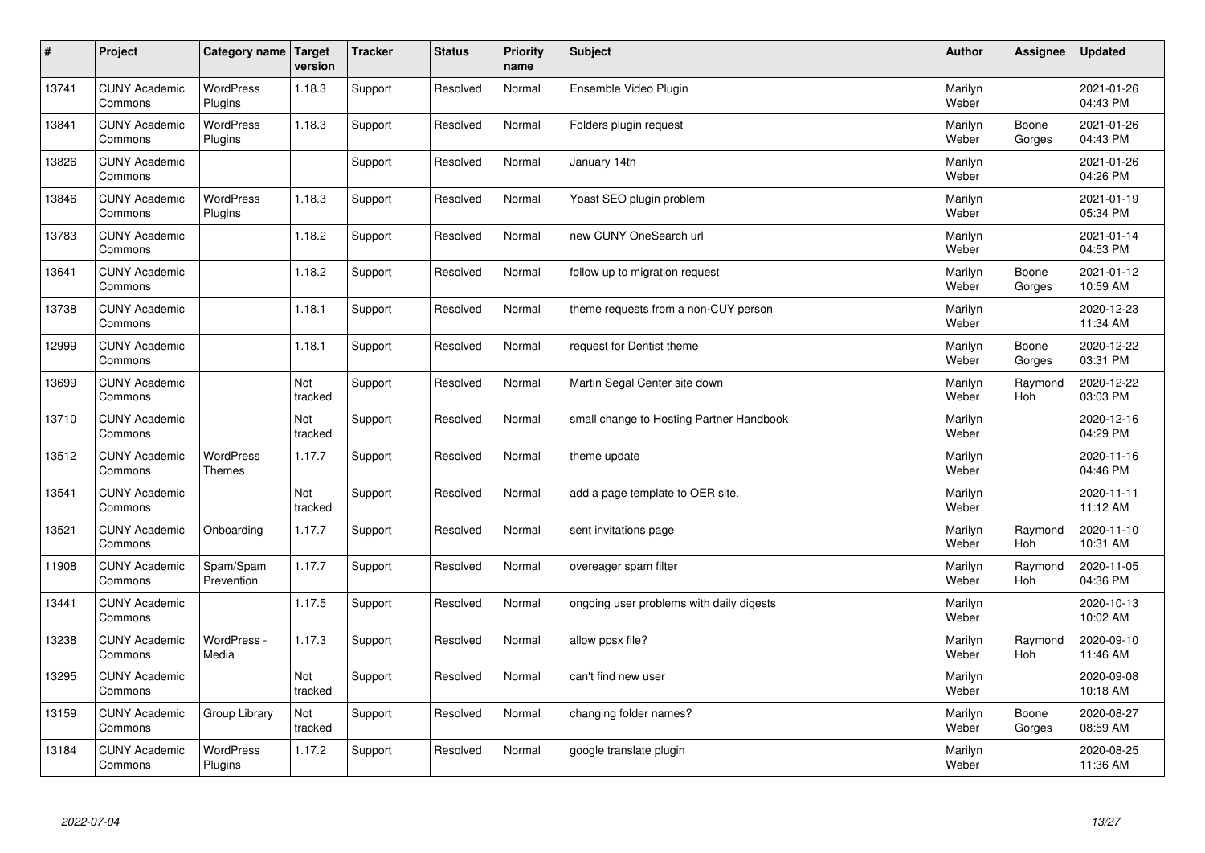| # | Project | Category name | Target version | Tracker | Status | Priority name | Subject | Author | Assignee | Updated |
|---|---|---|---|---|---|---|---|---|---|---|
| 13741 | CUNY Academic Commons | WordPress Plugins | 1.18.3 | Support | Resolved | Normal | Ensemble Video Plugin | Marilyn Weber | | 2021-01-26 04:43 PM |
| 13841 | CUNY Academic Commons | WordPress Plugins | 1.18.3 | Support | Resolved | Normal | Folders plugin request | Marilyn Weber | Boone Gorges | 2021-01-26 04:43 PM |
| 13826 | CUNY Academic Commons | | | Support | Resolved | Normal | January 14th | Marilyn Weber | | 2021-01-26 04:26 PM |
| 13846 | CUNY Academic Commons | WordPress Plugins | 1.18.3 | Support | Resolved | Normal | Yoast SEO plugin problem | Marilyn Weber | | 2021-01-19 05:34 PM |
| 13783 | CUNY Academic Commons | | 1.18.2 | Support | Resolved | Normal | new CUNY OneSearch url | Marilyn Weber | | 2021-01-14 04:53 PM |
| 13641 | CUNY Academic Commons | | 1.18.2 | Support | Resolved | Normal | follow up to migration request | Marilyn Weber | Boone Gorges | 2021-01-12 10:59 AM |
| 13738 | CUNY Academic Commons | | 1.18.1 | Support | Resolved | Normal | theme requests from a non-CUY person | Marilyn Weber | | 2020-12-23 11:34 AM |
| 12999 | CUNY Academic Commons | | 1.18.1 | Support | Resolved | Normal | request for Dentist theme | Marilyn Weber | Boone Gorges | 2020-12-22 03:31 PM |
| 13699 | CUNY Academic Commons | | Not tracked | Support | Resolved | Normal | Martin Segal Center site down | Marilyn Weber | Raymond Hoh | 2020-12-22 03:03 PM |
| 13710 | CUNY Academic Commons | | Not tracked | Support | Resolved | Normal | small change to Hosting Partner Handbook | Marilyn Weber | | 2020-12-16 04:29 PM |
| 13512 | CUNY Academic Commons | WordPress Themes | 1.17.7 | Support | Resolved | Normal | theme update | Marilyn Weber | | 2020-11-16 04:46 PM |
| 13541 | CUNY Academic Commons | | Not tracked | Support | Resolved | Normal | add a page template to OER site. | Marilyn Weber | | 2020-11-11 11:12 AM |
| 13521 | CUNY Academic Commons | Onboarding | 1.17.7 | Support | Resolved | Normal | sent invitations page | Marilyn Weber | Raymond Hoh | 2020-11-10 10:31 AM |
| 11908 | CUNY Academic Commons | Spam/Spam Prevention | 1.17.7 | Support | Resolved | Normal | overeager spam filter | Marilyn Weber | Raymond Hoh | 2020-11-05 04:36 PM |
| 13441 | CUNY Academic Commons | | 1.17.5 | Support | Resolved | Normal | ongoing user problems with daily digests | Marilyn Weber | | 2020-10-13 10:02 AM |
| 13238 | CUNY Academic Commons | WordPress - Media | 1.17.3 | Support | Resolved | Normal | allow ppsx file? | Marilyn Weber | Raymond Hoh | 2020-09-10 11:46 AM |
| 13295 | CUNY Academic Commons | | Not tracked | Support | Resolved | Normal | can't find new user | Marilyn Weber | | 2020-09-08 10:18 AM |
| 13159 | CUNY Academic Commons | Group Library | Not tracked | Support | Resolved | Normal | changing folder names? | Marilyn Weber | Boone Gorges | 2020-08-27 08:59 AM |
| 13184 | CUNY Academic Commons | WordPress Plugins | 1.17.2 | Support | Resolved | Normal | google translate plugin | Marilyn Weber | | 2020-08-25 11:36 AM |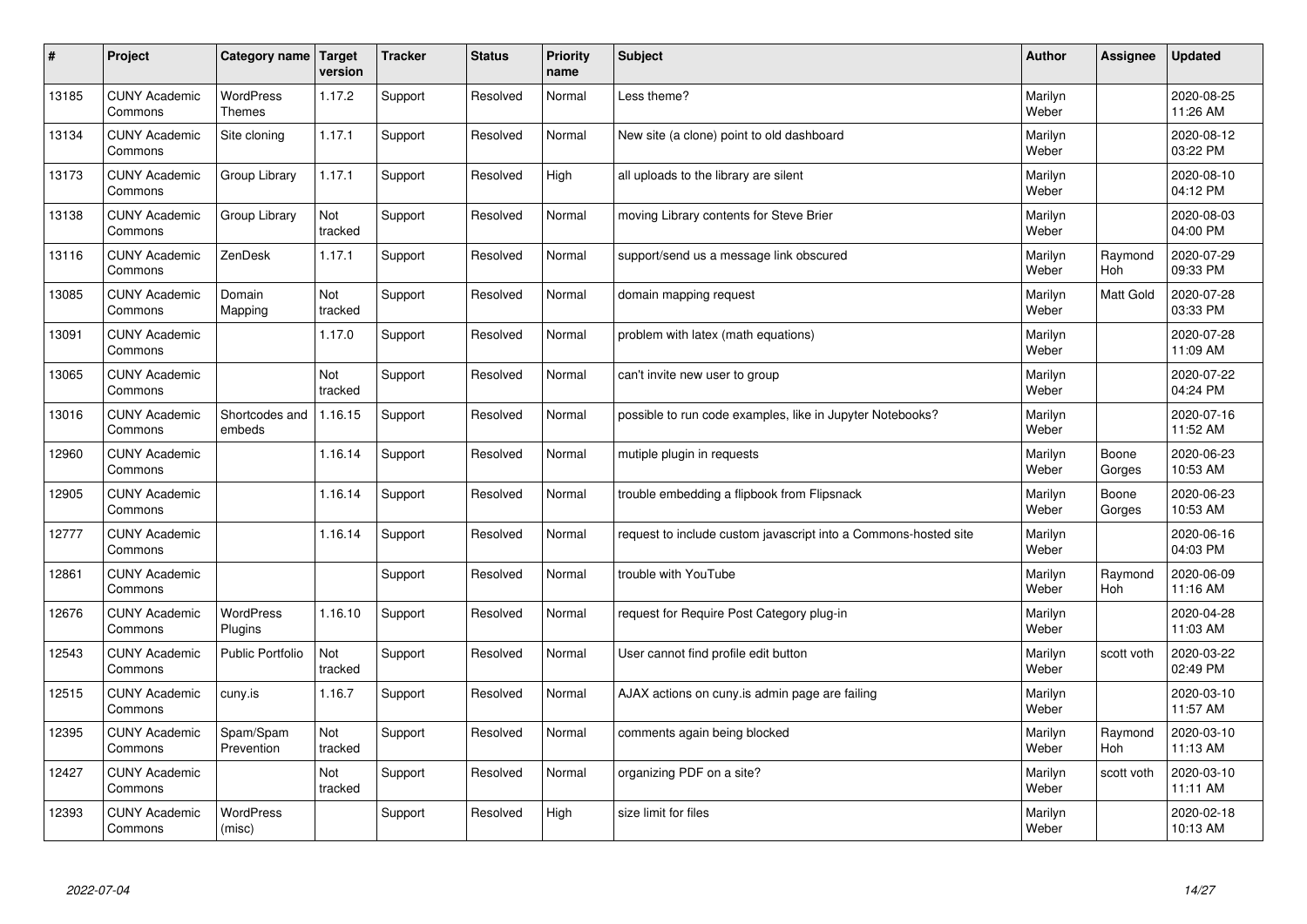| # | Project | Category name | Target version | Tracker | Status | Priority name | Subject | Author | Assignee | Updated |
|---|---|---|---|---|---|---|---|---|---|---|
| 13185 | CUNY Academic Commons | WordPress Themes | 1.17.2 | Support | Resolved | Normal | Less theme? | Marilyn Weber | | 2020-08-25 11:26 AM |
| 13134 | CUNY Academic Commons | Site cloning | 1.17.1 | Support | Resolved | Normal | New site (a clone) point to old dashboard | Marilyn Weber | | 2020-08-12 03:22 PM |
| 13173 | CUNY Academic Commons | Group Library | 1.17.1 | Support | Resolved | High | all uploads to the library are silent | Marilyn Weber | | 2020-08-10 04:12 PM |
| 13138 | CUNY Academic Commons | Group Library | Not tracked | Support | Resolved | Normal | moving Library contents for Steve Brier | Marilyn Weber | | 2020-08-03 04:00 PM |
| 13116 | CUNY Academic Commons | ZenDesk | 1.17.1 | Support | Resolved | Normal | support/send us a message link obscured | Marilyn Weber | Raymond Hoh | 2020-07-29 09:33 PM |
| 13085 | CUNY Academic Commons | Domain Mapping | Not tracked | Support | Resolved | Normal | domain mapping request | Marilyn Weber | Matt Gold | 2020-07-28 03:33 PM |
| 13091 | CUNY Academic Commons | | 1.17.0 | Support | Resolved | Normal | problem with latex (math equations) | Marilyn Weber | | 2020-07-28 11:09 AM |
| 13065 | CUNY Academic Commons | | Not tracked | Support | Resolved | Normal | can't invite new user to group | Marilyn Weber | | 2020-07-22 04:24 PM |
| 13016 | CUNY Academic Commons | Shortcodes and embeds | 1.16.15 | Support | Resolved | Normal | possible to run code examples, like in Jupyter Notebooks? | Marilyn Weber | | 2020-07-16 11:52 AM |
| 12960 | CUNY Academic Commons | | 1.16.14 | Support | Resolved | Normal | mutiple plugin in requests | Marilyn Weber | Boone Gorges | 2020-06-23 10:53 AM |
| 12905 | CUNY Academic Commons | | 1.16.14 | Support | Resolved | Normal | trouble embedding a flipbook from Flipsnack | Marilyn Weber | Boone Gorges | 2020-06-23 10:53 AM |
| 12777 | CUNY Academic Commons | | 1.16.14 | Support | Resolved | Normal | request to include custom javascript into a Commons-hosted site | Marilyn Weber | | 2020-06-16 04:03 PM |
| 12861 | CUNY Academic Commons | | | Support | Resolved | Normal | trouble with YouTube | Marilyn Weber | Raymond Hoh | 2020-06-09 11:16 AM |
| 12676 | CUNY Academic Commons | WordPress Plugins | 1.16.10 | Support | Resolved | Normal | request for Require Post Category plug-in | Marilyn Weber | | 2020-04-28 11:03 AM |
| 12543 | CUNY Academic Commons | Public Portfolio | Not tracked | Support | Resolved | Normal | User cannot find profile edit button | Marilyn Weber | scott voth | 2020-03-22 02:49 PM |
| 12515 | CUNY Academic Commons | cuny.is | 1.16.7 | Support | Resolved | Normal | AJAX actions on cuny.is admin page are failing | Marilyn Weber | | 2020-03-10 11:57 AM |
| 12395 | CUNY Academic Commons | Spam/Spam Prevention | Not tracked | Support | Resolved | Normal | comments again being blocked | Marilyn Weber | Raymond Hoh | 2020-03-10 11:13 AM |
| 12427 | CUNY Academic Commons | | Not tracked | Support | Resolved | Normal | organizing PDF on a site? | Marilyn Weber | scott voth | 2020-03-10 11:11 AM |
| 12393 | CUNY Academic Commons | WordPress (misc) | | Support | Resolved | High | size limit for files | Marilyn Weber | | 2020-02-18 10:13 AM |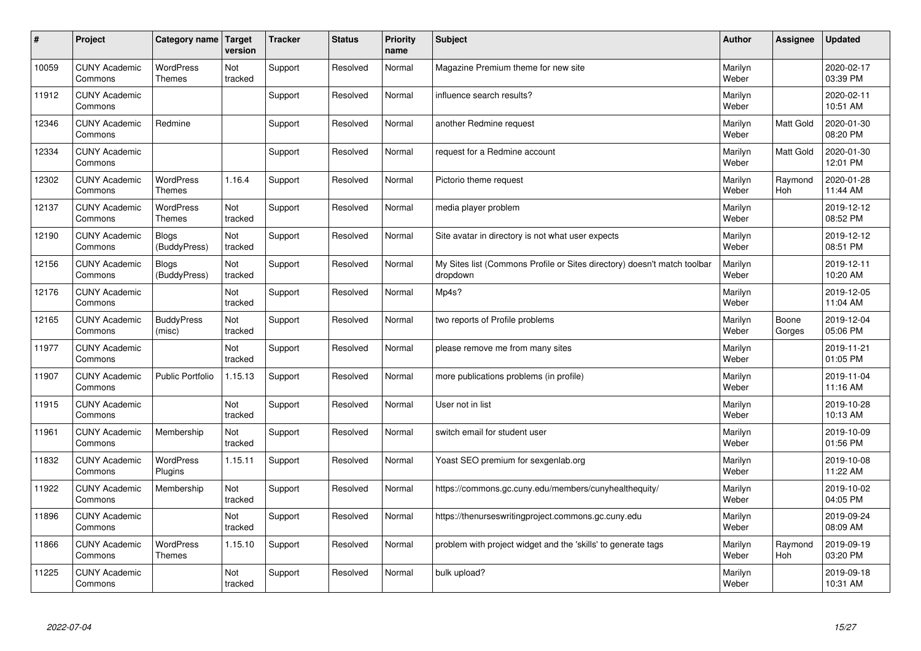| # | Project | Category name | Target version | Tracker | Status | Priority name | Subject | Author | Assignee | Updated |
|---|---|---|---|---|---|---|---|---|---|---|
| 10059 | CUNY Academic Commons | WordPress Themes | Not tracked | Support | Resolved | Normal | Magazine Premium theme for new site | Marilyn Weber | | 2020-02-17 03:39 PM |
| 11912 | CUNY Academic Commons | | | Support | Resolved | Normal | influence search results? | Marilyn Weber | | 2020-02-11 10:51 AM |
| 12346 | CUNY Academic Commons | Redmine | | Support | Resolved | Normal | another Redmine request | Marilyn Weber | Matt Gold | 2020-01-30 08:20 PM |
| 12334 | CUNY Academic Commons | | | Support | Resolved | Normal | request for a Redmine account | Marilyn Weber | Matt Gold | 2020-01-30 12:01 PM |
| 12302 | CUNY Academic Commons | WordPress Themes | 1.16.4 | Support | Resolved | Normal | Pictorio theme request | Marilyn Weber | Raymond Hoh | 2020-01-28 11:44 AM |
| 12137 | CUNY Academic Commons | WordPress Themes | Not tracked | Support | Resolved | Normal | media player problem | Marilyn Weber | | 2019-12-12 08:52 PM |
| 12190 | CUNY Academic Commons | Blogs (BuddyPress) | Not tracked | Support | Resolved | Normal | Site avatar in directory is not what user expects | Marilyn Weber | | 2019-12-12 08:51 PM |
| 12156 | CUNY Academic Commons | Blogs (BuddyPress) | Not tracked | Support | Resolved | Normal | My Sites list (Commons Profile or Sites directory) doesn't match toolbar dropdown | Marilyn Weber | | 2019-12-11 10:20 AM |
| 12176 | CUNY Academic Commons | | Not tracked | Support | Resolved | Normal | Mp4s? | Marilyn Weber | | 2019-12-05 11:04 AM |
| 12165 | CUNY Academic Commons | BuddyPress (misc) | Not tracked | Support | Resolved | Normal | two reports of Profile problems | Marilyn Weber | Boone Gorges | 2019-12-04 05:06 PM |
| 11977 | CUNY Academic Commons | | Not tracked | Support | Resolved | Normal | please remove me from many sites | Marilyn Weber | | 2019-11-21 01:05 PM |
| 11907 | CUNY Academic Commons | Public Portfolio | 1.15.13 | Support | Resolved | Normal | more publications problems (in profile) | Marilyn Weber | | 2019-11-04 11:16 AM |
| 11915 | CUNY Academic Commons | | Not tracked | Support | Resolved | Normal | User not in list | Marilyn Weber | | 2019-10-28 10:13 AM |
| 11961 | CUNY Academic Commons | Membership | Not tracked | Support | Resolved | Normal | switch email for student user | Marilyn Weber | | 2019-10-09 01:56 PM |
| 11832 | CUNY Academic Commons | WordPress Plugins | 1.15.11 | Support | Resolved | Normal | Yoast SEO premium for sexgenlab.org | Marilyn Weber | | 2019-10-08 11:22 AM |
| 11922 | CUNY Academic Commons | Membership | Not tracked | Support | Resolved | Normal | https://commons.gc.cuny.edu/members/cunyhealthequity/ | Marilyn Weber | | 2019-10-02 04:05 PM |
| 11896 | CUNY Academic Commons | | Not tracked | Support | Resolved | Normal | https://thenurseswritingproject.commons.gc.cuny.edu | Marilyn Weber | | 2019-09-24 08:09 AM |
| 11866 | CUNY Academic Commons | WordPress Themes | 1.15.10 | Support | Resolved | Normal | problem with project widget and the 'skills' to generate tags | Marilyn Weber | Raymond Hoh | 2019-09-19 03:20 PM |
| 11225 | CUNY Academic Commons | | Not tracked | Support | Resolved | Normal | bulk upload? | Marilyn Weber | | 2019-09-18 10:31 AM |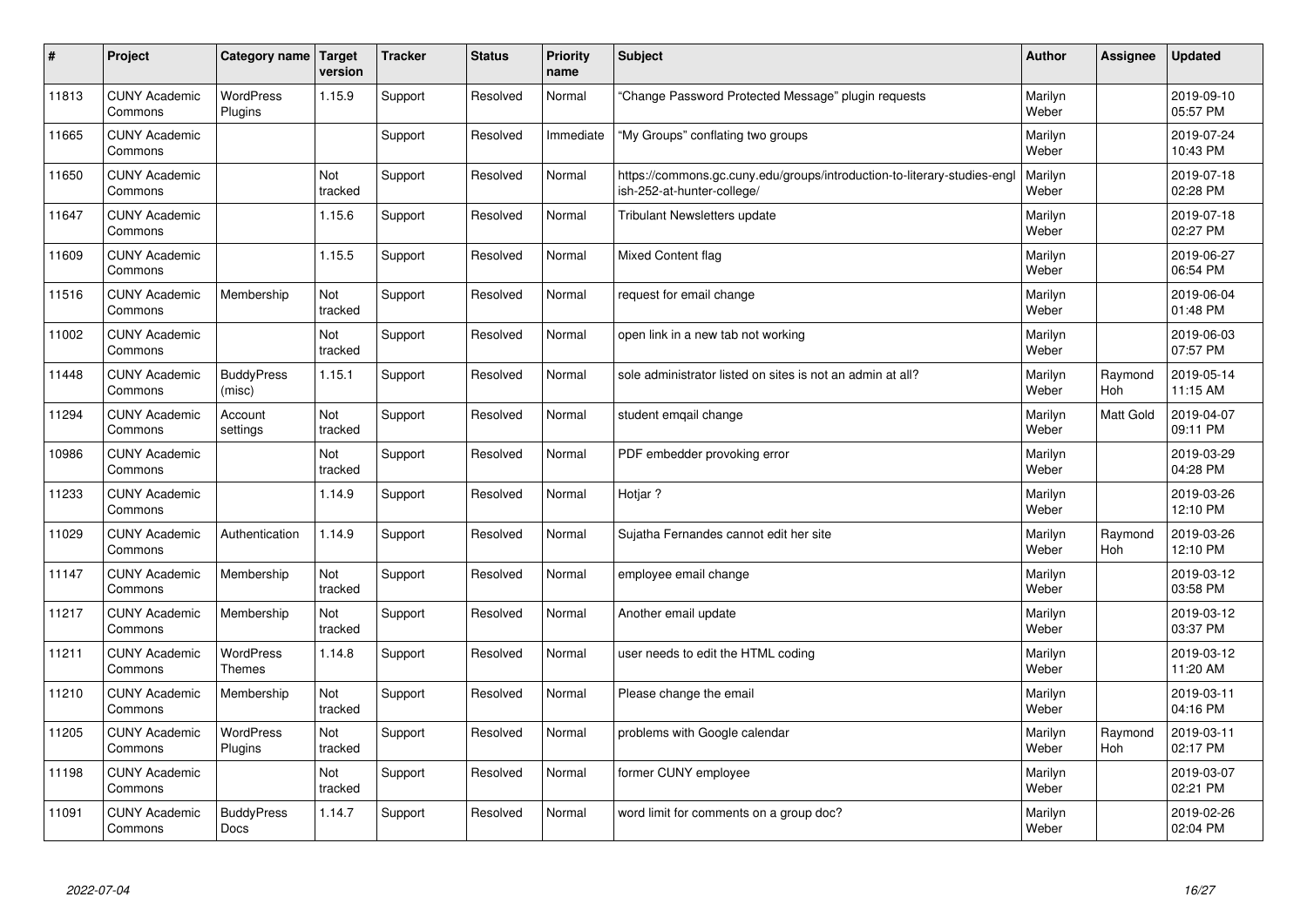| # | Project | Category name | Target version | Tracker | Status | Priority name | Subject | Author | Assignee | Updated |
|---|---|---|---|---|---|---|---|---|---|---|
| 11813 | CUNY Academic Commons | WordPress Plugins | 1.15.9 | Support | Resolved | Normal | "Change Password Protected Message" plugin requests | Marilyn Weber | | 2019-09-10 05:57 PM |
| 11665 | CUNY Academic Commons | | | Support | Resolved | Immediate | "My Groups" conflating two groups | Marilyn Weber | | 2019-07-24 10:43 PM |
| 11650 | CUNY Academic Commons | | Not tracked | Support | Resolved | Normal | https://commons.gc.cuny.edu/groups/introduction-to-literary-studies-english-252-at-hunter-college/ | Marilyn Weber | | 2019-07-18 02:28 PM |
| 11647 | CUNY Academic Commons | | 1.15.6 | Support | Resolved | Normal | Tribulant Newsletters update | Marilyn Weber | | 2019-07-18 02:27 PM |
| 11609 | CUNY Academic Commons | | 1.15.5 | Support | Resolved | Normal | Mixed Content flag | Marilyn Weber | | 2019-06-27 06:54 PM |
| 11516 | CUNY Academic Commons | Membership | Not tracked | Support | Resolved | Normal | request for email change | Marilyn Weber | | 2019-06-04 01:48 PM |
| 11002 | CUNY Academic Commons | | Not tracked | Support | Resolved | Normal | open link in a new tab not working | Marilyn Weber | | 2019-06-03 07:57 PM |
| 11448 | CUNY Academic Commons | BuddyPress (misc) | 1.15.1 | Support | Resolved | Normal | sole administrator listed on sites is not an admin at all? | Marilyn Weber | Raymond Hoh | 2019-05-14 11:15 AM |
| 11294 | CUNY Academic Commons | Account settings | Not tracked | Support | Resolved | Normal | student emqail change | Marilyn Weber | Matt Gold | 2019-04-07 09:11 PM |
| 10986 | CUNY Academic Commons | | Not tracked | Support | Resolved | Normal | PDF embedder provoking error | Marilyn Weber | | 2019-03-29 04:28 PM |
| 11233 | CUNY Academic Commons | | 1.14.9 | Support | Resolved | Normal | Hotjar ? | Marilyn Weber | | 2019-03-26 12:10 PM |
| 11029 | CUNY Academic Commons | Authentication | 1.14.9 | Support | Resolved | Normal | Sujatha Fernandes cannot edit her site | Marilyn Weber | Raymond Hoh | 2019-03-26 12:10 PM |
| 11147 | CUNY Academic Commons | Membership | Not tracked | Support | Resolved | Normal | employee email change | Marilyn Weber | | 2019-03-12 03:58 PM |
| 11217 | CUNY Academic Commons | Membership | Not tracked | Support | Resolved | Normal | Another email update | Marilyn Weber | | 2019-03-12 03:37 PM |
| 11211 | CUNY Academic Commons | WordPress Themes | 1.14.8 | Support | Resolved | Normal | user needs to edit the HTML coding | Marilyn Weber | | 2019-03-12 11:20 AM |
| 11210 | CUNY Academic Commons | Membership | Not tracked | Support | Resolved | Normal | Please change the email | Marilyn Weber | | 2019-03-11 04:16 PM |
| 11205 | CUNY Academic Commons | WordPress Plugins | Not tracked | Support | Resolved | Normal | problems with Google calendar | Marilyn Weber | Raymond Hoh | 2019-03-11 02:17 PM |
| 11198 | CUNY Academic Commons | | Not tracked | Support | Resolved | Normal | former CUNY employee | Marilyn Weber | | 2019-03-07 02:21 PM |
| 11091 | CUNY Academic Commons | BuddyPress Docs | 1.14.7 | Support | Resolved | Normal | word limit for comments on a group doc? | Marilyn Weber | | 2019-02-26 02:04 PM |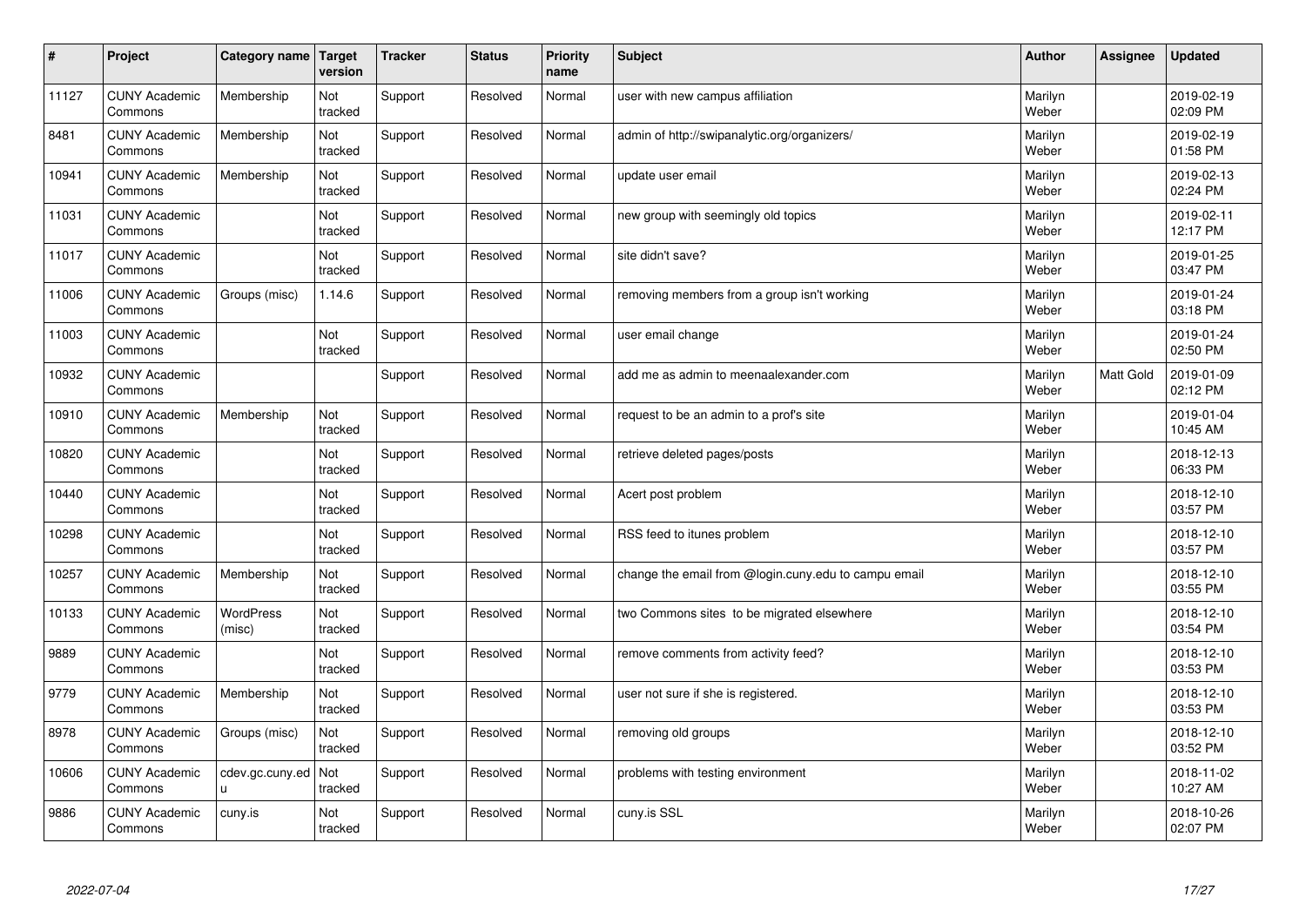| # | Project | Category name | Target version | Tracker | Status | Priority name | Subject | Author | Assignee | Updated |
|---|---|---|---|---|---|---|---|---|---|---|
| 11127 | CUNY Academic Commons | Membership | Not tracked | Support | Resolved | Normal | user with new campus affiliation | Marilyn Weber | | 2019-02-19 02:09 PM |
| 8481 | CUNY Academic Commons | Membership | Not tracked | Support | Resolved | Normal | admin of http://swipanalytic.org/organizers/ | Marilyn Weber | | 2019-02-19 01:58 PM |
| 10941 | CUNY Academic Commons | Membership | Not tracked | Support | Resolved | Normal | update user email | Marilyn Weber | | 2019-02-13 02:24 PM |
| 11031 | CUNY Academic Commons | | Not tracked | Support | Resolved | Normal | new group with seemingly old topics | Marilyn Weber | | 2019-02-11 12:17 PM |
| 11017 | CUNY Academic Commons | | Not tracked | Support | Resolved | Normal | site didn't save? | Marilyn Weber | | 2019-01-25 03:47 PM |
| 11006 | CUNY Academic Commons | Groups (misc) | 1.14.6 | Support | Resolved | Normal | removing members from a group isn't working | Marilyn Weber | | 2019-01-24 03:18 PM |
| 11003 | CUNY Academic Commons | | Not tracked | Support | Resolved | Normal | user email change | Marilyn Weber | | 2019-01-24 02:50 PM |
| 10932 | CUNY Academic Commons | | | Support | Resolved | Normal | add me as admin to meenaalexander.com | Marilyn Weber | Matt Gold | 2019-01-09 02:12 PM |
| 10910 | CUNY Academic Commons | Membership | Not tracked | Support | Resolved | Normal | request to be an admin to a prof's site | Marilyn Weber | | 2019-01-04 10:45 AM |
| 10820 | CUNY Academic Commons | | Not tracked | Support | Resolved | Normal | retrieve deleted pages/posts | Marilyn Weber | | 2018-12-13 06:33 PM |
| 10440 | CUNY Academic Commons | | Not tracked | Support | Resolved | Normal | Acert post problem | Marilyn Weber | | 2018-12-10 03:57 PM |
| 10298 | CUNY Academic Commons | | Not tracked | Support | Resolved | Normal | RSS feed to itunes problem | Marilyn Weber | | 2018-12-10 03:57 PM |
| 10257 | CUNY Academic Commons | Membership | Not tracked | Support | Resolved | Normal | change the email from @login.cuny.edu to campu email | Marilyn Weber | | 2018-12-10 03:55 PM |
| 10133 | CUNY Academic Commons | WordPress (misc) | Not tracked | Support | Resolved | Normal | two Commons sites to be migrated elsewhere | Marilyn Weber | | 2018-12-10 03:54 PM |
| 9889 | CUNY Academic Commons | | Not tracked | Support | Resolved | Normal | remove comments from activity feed? | Marilyn Weber | | 2018-12-10 03:53 PM |
| 9779 | CUNY Academic Commons | Membership | Not tracked | Support | Resolved | Normal | user not sure if she is registered. | Marilyn Weber | | 2018-12-10 03:53 PM |
| 8978 | CUNY Academic Commons | Groups (misc) | Not tracked | Support | Resolved | Normal | removing old groups | Marilyn Weber | | 2018-12-10 03:52 PM |
| 10606 | CUNY Academic Commons | cdev.gc.cuny.edu | Not tracked | Support | Resolved | Normal | problems with testing environment | Marilyn Weber | | 2018-11-02 10:27 AM |
| 9886 | CUNY Academic Commons | cuny.is | Not tracked | Support | Resolved | Normal | cuny.is SSL | Marilyn Weber | | 2018-10-26 02:07 PM |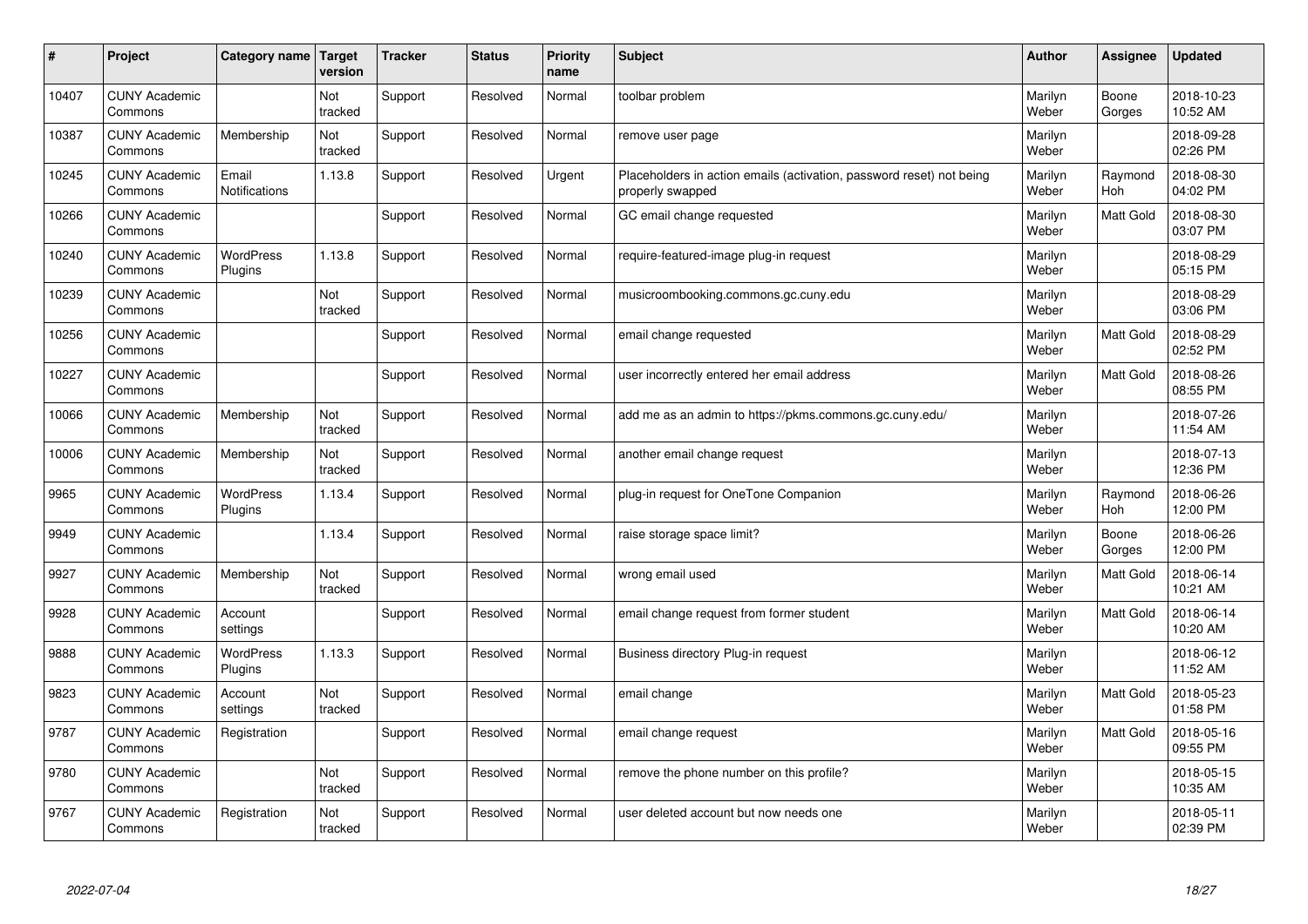| # | Project | Category name | Target version | Tracker | Status | Priority name | Subject | Author | Assignee | Updated |
|---|---|---|---|---|---|---|---|---|---|---|
| 10407 | CUNY Academic Commons | | Not tracked | Support | Resolved | Normal | toolbar problem | Marilyn Weber | Boone Gorges | 2018-10-23 10:52 AM |
| 10387 | CUNY Academic Commons | Membership | Not tracked | Support | Resolved | Normal | remove user page | Marilyn Weber | | 2018-09-28 02:26 PM |
| 10245 | CUNY Academic Commons | Email Notifications | 1.13.8 | Support | Resolved | Urgent | Placeholders in action emails (activation, password reset) not being properly swapped | Marilyn Weber | Raymond Hoh | 2018-08-30 04:02 PM |
| 10266 | CUNY Academic Commons | | | Support | Resolved | Normal | GC email change requested | Marilyn Weber | Matt Gold | 2018-08-30 03:07 PM |
| 10240 | CUNY Academic Commons | WordPress Plugins | 1.13.8 | Support | Resolved | Normal | require-featured-image plug-in request | Marilyn Weber | | 2018-08-29 05:15 PM |
| 10239 | CUNY Academic Commons | | Not tracked | Support | Resolved | Normal | musicroombooking.commons.gc.cuny.edu | Marilyn Weber | | 2018-08-29 03:06 PM |
| 10256 | CUNY Academic Commons | | | Support | Resolved | Normal | email change requested | Marilyn Weber | Matt Gold | 2018-08-29 02:52 PM |
| 10227 | CUNY Academic Commons | | | Support | Resolved | Normal | user incorrectly entered her email address | Marilyn Weber | Matt Gold | 2018-08-26 08:55 PM |
| 10066 | CUNY Academic Commons | Membership | Not tracked | Support | Resolved | Normal | add me as an admin to https://pkms.commons.gc.cuny.edu/ | Marilyn Weber | | 2018-07-26 11:54 AM |
| 10006 | CUNY Academic Commons | Membership | Not tracked | Support | Resolved | Normal | another email change request | Marilyn Weber | | 2018-07-13 12:36 PM |
| 9965 | CUNY Academic Commons | WordPress Plugins | 1.13.4 | Support | Resolved | Normal | plug-in request for OneTone Companion | Marilyn Weber | Raymond Hoh | 2018-06-26 12:00 PM |
| 9949 | CUNY Academic Commons | | 1.13.4 | Support | Resolved | Normal | raise storage space limit? | Marilyn Weber | Boone Gorges | 2018-06-26 12:00 PM |
| 9927 | CUNY Academic Commons | Membership | Not tracked | Support | Resolved | Normal | wrong email used | Marilyn Weber | Matt Gold | 2018-06-14 10:21 AM |
| 9928 | CUNY Academic Commons | Account settings | | Support | Resolved | Normal | email change request from former student | Marilyn Weber | Matt Gold | 2018-06-14 10:20 AM |
| 9888 | CUNY Academic Commons | WordPress Plugins | 1.13.3 | Support | Resolved | Normal | Business directory Plug-in request | Marilyn Weber | | 2018-06-12 11:52 AM |
| 9823 | CUNY Academic Commons | Account settings | Not tracked | Support | Resolved | Normal | email change | Marilyn Weber | Matt Gold | 2018-05-23 01:58 PM |
| 9787 | CUNY Academic Commons | Registration | | Support | Resolved | Normal | email change request | Marilyn Weber | Matt Gold | 2018-05-16 09:55 PM |
| 9780 | CUNY Academic Commons | | Not tracked | Support | Resolved | Normal | remove the phone number on this profile? | Marilyn Weber | | 2018-05-15 10:35 AM |
| 9767 | CUNY Academic Commons | Registration | Not tracked | Support | Resolved | Normal | user deleted account but now needs one | Marilyn Weber | | 2018-05-11 02:39 PM |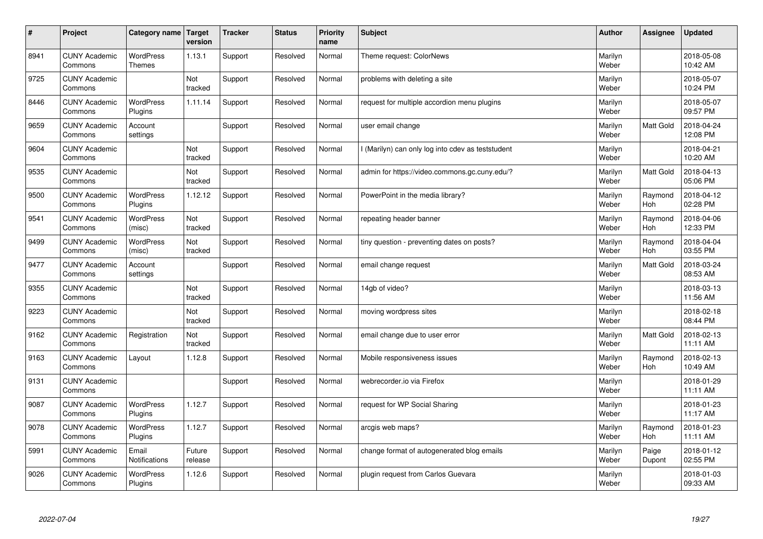| # | Project | Category name | Target version | Tracker | Status | Priority name | Subject | Author | Assignee | Updated |
|---|---|---|---|---|---|---|---|---|---|---|
| 8941 | CUNY Academic Commons | WordPress Themes | 1.13.1 | Support | Resolved | Normal | Theme request: ColorNews | Marilyn Weber | | 2018-05-08 10:42 AM |
| 9725 | CUNY Academic Commons | | Not tracked | Support | Resolved | Normal | problems with deleting a site | Marilyn Weber | | 2018-05-07 10:24 PM |
| 8446 | CUNY Academic Commons | WordPress Plugins | 1.11.14 | Support | Resolved | Normal | request for multiple accordion menu plugins | Marilyn Weber | | 2018-05-07 09:57 PM |
| 9659 | CUNY Academic Commons | Account settings | | Support | Resolved | Normal | user email change | Marilyn Weber | Matt Gold | 2018-04-24 12:08 PM |
| 9604 | CUNY Academic Commons | | Not tracked | Support | Resolved | Normal | I (Marilyn) can only log into cdev as teststudent | Marilyn Weber | | 2018-04-21 10:20 AM |
| 9535 | CUNY Academic Commons | | Not tracked | Support | Resolved | Normal | admin for https://video.commons.gc.cuny.edu/? | Marilyn Weber | Matt Gold | 2018-04-13 05:06 PM |
| 9500 | CUNY Academic Commons | WordPress Plugins | 1.12.12 | Support | Resolved | Normal | PowerPoint in the media library? | Marilyn Weber | Raymond Hoh | 2018-04-12 02:28 PM |
| 9541 | CUNY Academic Commons | WordPress (misc) | Not tracked | Support | Resolved | Normal | repeating header banner | Marilyn Weber | Raymond Hoh | 2018-04-06 12:33 PM |
| 9499 | CUNY Academic Commons | WordPress (misc) | Not tracked | Support | Resolved | Normal | tiny question - preventing dates on posts? | Marilyn Weber | Raymond Hoh | 2018-04-04 03:55 PM |
| 9477 | CUNY Academic Commons | Account settings | | Support | Resolved | Normal | email change request | Marilyn Weber | Matt Gold | 2018-03-24 08:53 AM |
| 9355 | CUNY Academic Commons | | Not tracked | Support | Resolved | Normal | 14gb of video? | Marilyn Weber | | 2018-03-13 11:56 AM |
| 9223 | CUNY Academic Commons | | Not tracked | Support | Resolved | Normal | moving wordpress sites | Marilyn Weber | | 2018-02-18 08:44 PM |
| 9162 | CUNY Academic Commons | Registration | Not tracked | Support | Resolved | Normal | email change due to user error | Marilyn Weber | Matt Gold | 2018-02-13 11:11 AM |
| 9163 | CUNY Academic Commons | Layout | 1.12.8 | Support | Resolved | Normal | Mobile responsiveness issues | Marilyn Weber | Raymond Hoh | 2018-02-13 10:49 AM |
| 9131 | CUNY Academic Commons | | | Support | Resolved | Normal | webrecorder.io via Firefox | Marilyn Weber | | 2018-01-29 11:11 AM |
| 9087 | CUNY Academic Commons | WordPress Plugins | 1.12.7 | Support | Resolved | Normal | request for WP Social Sharing | Marilyn Weber | | 2018-01-23 11:17 AM |
| 9078 | CUNY Academic Commons | WordPress Plugins | 1.12.7 | Support | Resolved | Normal | arcgis web maps? | Marilyn Weber | Raymond Hoh | 2018-01-23 11:11 AM |
| 5991 | CUNY Academic Commons | Email Notifications | Future release | Support | Resolved | Normal | change format of autogenerated blog emails | Marilyn Weber | Paige Dupont | 2018-01-12 02:55 PM |
| 9026 | CUNY Academic Commons | WordPress Plugins | 1.12.6 | Support | Resolved | Normal | plugin request from Carlos Guevara | Marilyn Weber | | 2018-01-03 09:33 AM |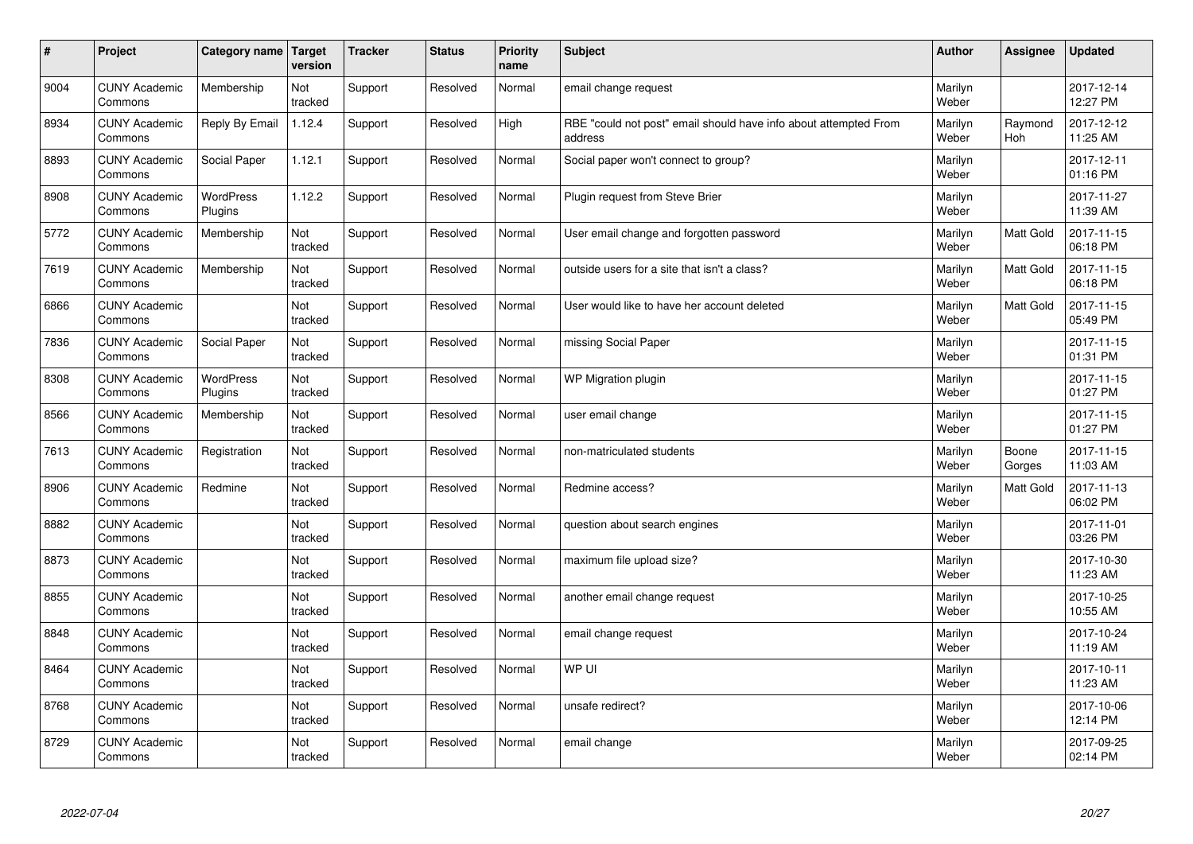| # | Project | Category name | Target version | Tracker | Status | Priority name | Subject | Author | Assignee | Updated |
|---|---|---|---|---|---|---|---|---|---|---|
| 9004 | CUNY Academic Commons | Membership | Not tracked | Support | Resolved | Normal | email change request | Marilyn Weber | | 2017-12-14 12:27 PM |
| 8934 | CUNY Academic Commons | Reply By Email | 1.12.4 | Support | Resolved | High | RBE "could not post" email should have info about attempted From address | Marilyn Weber | Raymond Hoh | 2017-12-12 11:25 AM |
| 8893 | CUNY Academic Commons | Social Paper | 1.12.1 | Support | Resolved | Normal | Social paper won't connect to group? | Marilyn Weber | | 2017-12-11 01:16 PM |
| 8908 | CUNY Academic Commons | WordPress Plugins | 1.12.2 | Support | Resolved | Normal | Plugin request from Steve Brier | Marilyn Weber | | 2017-11-27 11:39 AM |
| 5772 | CUNY Academic Commons | Membership | Not tracked | Support | Resolved | Normal | User email change and forgotten password | Marilyn Weber | Matt Gold | 2017-11-15 06:18 PM |
| 7619 | CUNY Academic Commons | Membership | Not tracked | Support | Resolved | Normal | outside users for a site that isn't a class? | Marilyn Weber | Matt Gold | 2017-11-15 06:18 PM |
| 6866 | CUNY Academic Commons | | Not tracked | Support | Resolved | Normal | User would like to have her account deleted | Marilyn Weber | Matt Gold | 2017-11-15 05:49 PM |
| 7836 | CUNY Academic Commons | Social Paper | Not tracked | Support | Resolved | Normal | missing Social Paper | Marilyn Weber | | 2017-11-15 01:31 PM |
| 8308 | CUNY Academic Commons | WordPress Plugins | Not tracked | Support | Resolved | Normal | WP Migration plugin | Marilyn Weber | | 2017-11-15 01:27 PM |
| 8566 | CUNY Academic Commons | Membership | Not tracked | Support | Resolved | Normal | user email change | Marilyn Weber | | 2017-11-15 01:27 PM |
| 7613 | CUNY Academic Commons | Registration | Not tracked | Support | Resolved | Normal | non-matriculated students | Marilyn Weber | Boone Gorges | 2017-11-15 11:03 AM |
| 8906 | CUNY Academic Commons | Redmine | Not tracked | Support | Resolved | Normal | Redmine access? | Marilyn Weber | Matt Gold | 2017-11-13 06:02 PM |
| 8882 | CUNY Academic Commons | | Not tracked | Support | Resolved | Normal | question about search engines | Marilyn Weber | | 2017-11-01 03:26 PM |
| 8873 | CUNY Academic Commons | | Not tracked | Support | Resolved | Normal | maximum file upload size? | Marilyn Weber | | 2017-10-30 11:23 AM |
| 8855 | CUNY Academic Commons | | Not tracked | Support | Resolved | Normal | another email change request | Marilyn Weber | | 2017-10-25 10:55 AM |
| 8848 | CUNY Academic Commons | | Not tracked | Support | Resolved | Normal | email change request | Marilyn Weber | | 2017-10-24 11:19 AM |
| 8464 | CUNY Academic Commons | | Not tracked | Support | Resolved | Normal | WP UI | Marilyn Weber | | 2017-10-11 11:23 AM |
| 8768 | CUNY Academic Commons | | Not tracked | Support | Resolved | Normal | unsafe redirect? | Marilyn Weber | | 2017-10-06 12:14 PM |
| 8729 | CUNY Academic Commons | | Not tracked | Support | Resolved | Normal | email change | Marilyn Weber | | 2017-09-25 02:14 PM |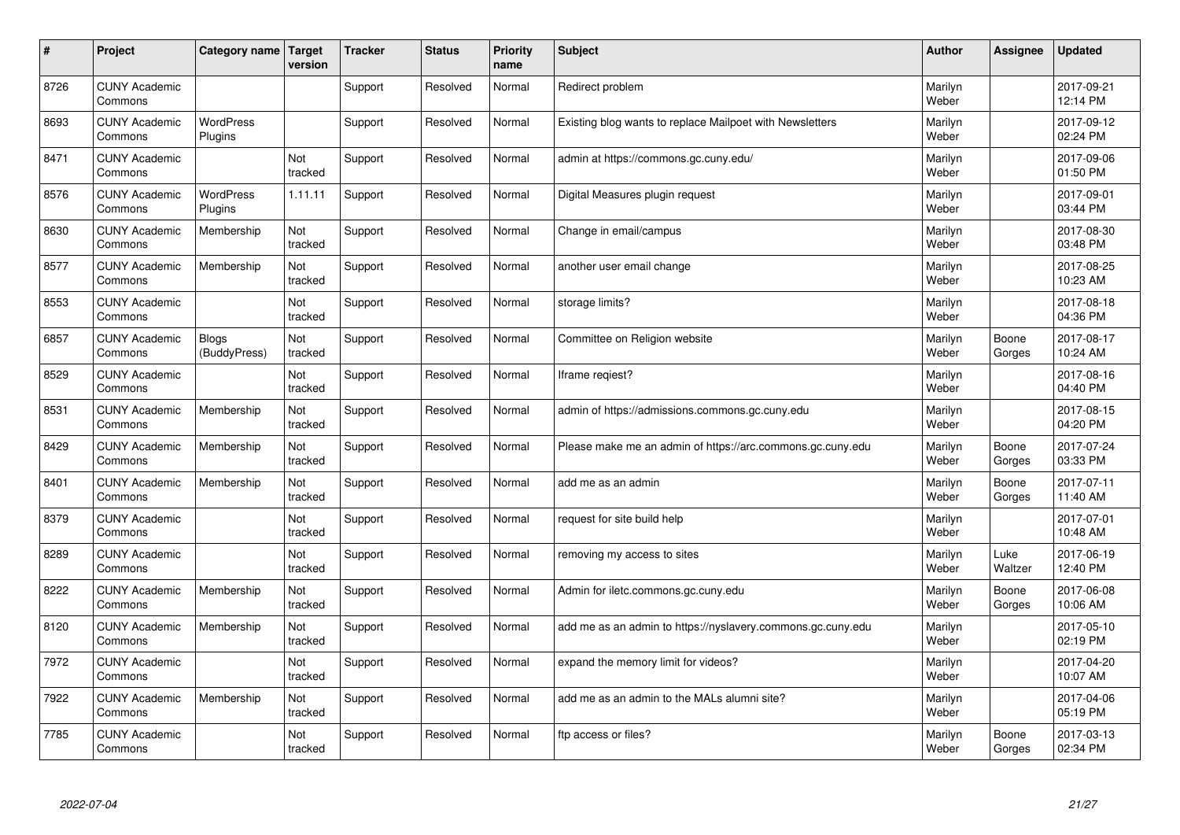| # | Project | Category name | Target version | Tracker | Status | Priority name | Subject | Author | Assignee | Updated |
|---|---|---|---|---|---|---|---|---|---|---|
| 8726 | CUNY Academic Commons | | | Support | Resolved | Normal | Redirect problem | Marilyn Weber | | 2017-09-21 12:14 PM |
| 8693 | CUNY Academic Commons | WordPress Plugins | | Support | Resolved | Normal | Existing blog wants to replace Mailpoet with Newsletters | Marilyn Weber | | 2017-09-12 02:24 PM |
| 8471 | CUNY Academic Commons | | Not tracked | Support | Resolved | Normal | admin at https://commons.gc.cuny.edu/ | Marilyn Weber | | 2017-09-06 01:50 PM |
| 8576 | CUNY Academic Commons | WordPress Plugins | 1.11.11 | Support | Resolved | Normal | Digital Measures plugin request | Marilyn Weber | | 2017-09-01 03:44 PM |
| 8630 | CUNY Academic Commons | Membership | Not tracked | Support | Resolved | Normal | Change in email/campus | Marilyn Weber | | 2017-08-30 03:48 PM |
| 8577 | CUNY Academic Commons | Membership | Not tracked | Support | Resolved | Normal | another user email change | Marilyn Weber | | 2017-08-25 10:23 AM |
| 8553 | CUNY Academic Commons | | Not tracked | Support | Resolved | Normal | storage limits? | Marilyn Weber | | 2017-08-18 04:36 PM |
| 6857 | CUNY Academic Commons | Blogs (BuddyPress) | Not tracked | Support | Resolved | Normal | Committee on Religion website | Marilyn Weber | Boone Gorges | 2017-08-17 10:24 AM |
| 8529 | CUNY Academic Commons | | Not tracked | Support | Resolved | Normal | Iframe reqiest? | Marilyn Weber | | 2017-08-16 04:40 PM |
| 8531 | CUNY Academic Commons | Membership | Not tracked | Support | Resolved | Normal | admin of https://admissions.commons.gc.cuny.edu | Marilyn Weber | | 2017-08-15 04:20 PM |
| 8429 | CUNY Academic Commons | Membership | Not tracked | Support | Resolved | Normal | Please make me an admin of https://arc.commons.gc.cuny.edu | Marilyn Weber | Boone Gorges | 2017-07-24 03:33 PM |
| 8401 | CUNY Academic Commons | Membership | Not tracked | Support | Resolved | Normal | add me as an admin | Marilyn Weber | Boone Gorges | 2017-07-11 11:40 AM |
| 8379 | CUNY Academic Commons | | Not tracked | Support | Resolved | Normal | request for site build help | Marilyn Weber | | 2017-07-01 10:48 AM |
| 8289 | CUNY Academic Commons | | Not tracked | Support | Resolved | Normal | removing my access to sites | Marilyn Weber | Luke Waltzer | 2017-06-19 12:40 PM |
| 8222 | CUNY Academic Commons | Membership | Not tracked | Support | Resolved | Normal | Admin for iletc.commons.gc.cuny.edu | Marilyn Weber | Boone Gorges | 2017-06-08 10:06 AM |
| 8120 | CUNY Academic Commons | Membership | Not tracked | Support | Resolved | Normal | add me as an admin to https://nyslavery.commons.gc.cuny.edu | Marilyn Weber | | 2017-05-10 02:19 PM |
| 7972 | CUNY Academic Commons | | Not tracked | Support | Resolved | Normal | expand the memory limit for videos? | Marilyn Weber | | 2017-04-20 10:07 AM |
| 7922 | CUNY Academic Commons | Membership | Not tracked | Support | Resolved | Normal | add me as an admin to the MALs alumni site? | Marilyn Weber | | 2017-04-06 05:19 PM |
| 7785 | CUNY Academic Commons | | Not tracked | Support | Resolved | Normal | ftp access or files? | Marilyn Weber | Boone Gorges | 2017-03-13 02:34 PM |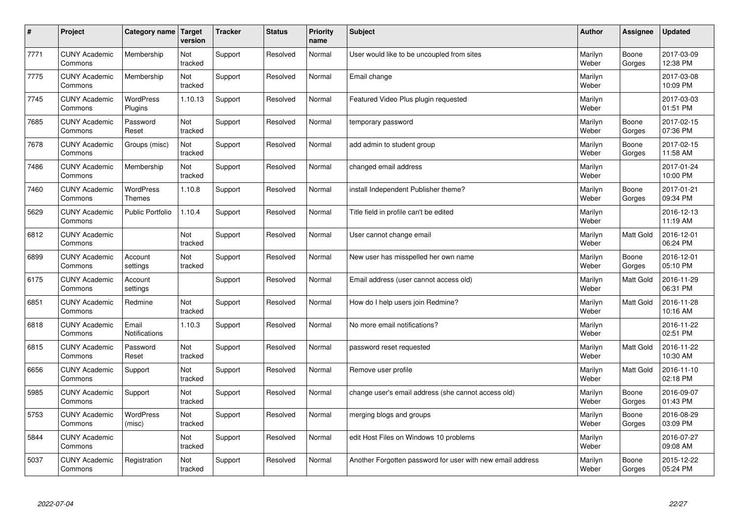| # | Project | Category name | Target version | Tracker | Status | Priority name | Subject | Author | Assignee | Updated |
|---|---|---|---|---|---|---|---|---|---|---|
| 7771 | CUNY Academic Commons | Membership | Not tracked | Support | Resolved | Normal | User would like to be uncoupled from sites | Marilyn Weber | Boone Gorges | 2017-03-09 12:38 PM |
| 7775 | CUNY Academic Commons | Membership | Not tracked | Support | Resolved | Normal | Email change | Marilyn Weber | | 2017-03-08 10:09 PM |
| 7745 | CUNY Academic Commons | WordPress Plugins | 1.10.13 | Support | Resolved | Normal | Featured Video Plus plugin requested | Marilyn Weber | | 2017-03-03 01:51 PM |
| 7685 | CUNY Academic Commons | Password Reset | Not tracked | Support | Resolved | Normal | temporary password | Marilyn Weber | Boone Gorges | 2017-02-15 07:36 PM |
| 7678 | CUNY Academic Commons | Groups (misc) | Not tracked | Support | Resolved | Normal | add admin to student group | Marilyn Weber | Boone Gorges | 2017-02-15 11:58 AM |
| 7486 | CUNY Academic Commons | Membership | Not tracked | Support | Resolved | Normal | changed email address | Marilyn Weber | | 2017-01-24 10:00 PM |
| 7460 | CUNY Academic Commons | WordPress Themes | 1.10.8 | Support | Resolved | Normal | install Independent Publisher theme? | Marilyn Weber | Boone Gorges | 2017-01-21 09:34 PM |
| 5629 | CUNY Academic Commons | Public Portfolio | 1.10.4 | Support | Resolved | Normal | Title field in profile can't be edited | Marilyn Weber | | 2016-12-13 11:19 AM |
| 6812 | CUNY Academic Commons | | Not tracked | Support | Resolved | Normal | User cannot change email | Marilyn Weber | Matt Gold | 2016-12-01 06:24 PM |
| 6899 | CUNY Academic Commons | Account settings | Not tracked | Support | Resolved | Normal | New user has misspelled her own name | Marilyn Weber | Boone Gorges | 2016-12-01 05:10 PM |
| 6175 | CUNY Academic Commons | Account settings | | Support | Resolved | Normal | Email address (user cannot access old) | Marilyn Weber | Matt Gold | 2016-11-29 06:31 PM |
| 6851 | CUNY Academic Commons | Redmine | Not tracked | Support | Resolved | Normal | How do I help users join Redmine? | Marilyn Weber | Matt Gold | 2016-11-28 10:16 AM |
| 6818 | CUNY Academic Commons | Email Notifications | 1.10.3 | Support | Resolved | Normal | No more email notifications? | Marilyn Weber | | 2016-11-22 02:51 PM |
| 6815 | CUNY Academic Commons | Password Reset | Not tracked | Support | Resolved | Normal | password reset requested | Marilyn Weber | Matt Gold | 2016-11-22 10:30 AM |
| 6656 | CUNY Academic Commons | Support | Not tracked | Support | Resolved | Normal | Remove user profile | Marilyn Weber | Matt Gold | 2016-11-10 02:18 PM |
| 5985 | CUNY Academic Commons | Support | Not tracked | Support | Resolved | Normal | change user's email address (she cannot access old) | Marilyn Weber | Boone Gorges | 2016-09-07 01:43 PM |
| 5753 | CUNY Academic Commons | WordPress (misc) | Not tracked | Support | Resolved | Normal | merging blogs and groups | Marilyn Weber | Boone Gorges | 2016-08-29 03:09 PM |
| 5844 | CUNY Academic Commons | | Not tracked | Support | Resolved | Normal | edit Host Files on Windows 10 problems | Marilyn Weber | | 2016-07-27 09:08 AM |
| 5037 | CUNY Academic Commons | Registration | Not tracked | Support | Resolved | Normal | Another Forgotten password for user with new email address | Marilyn Weber | Boone Gorges | 2015-12-22 05:24 PM |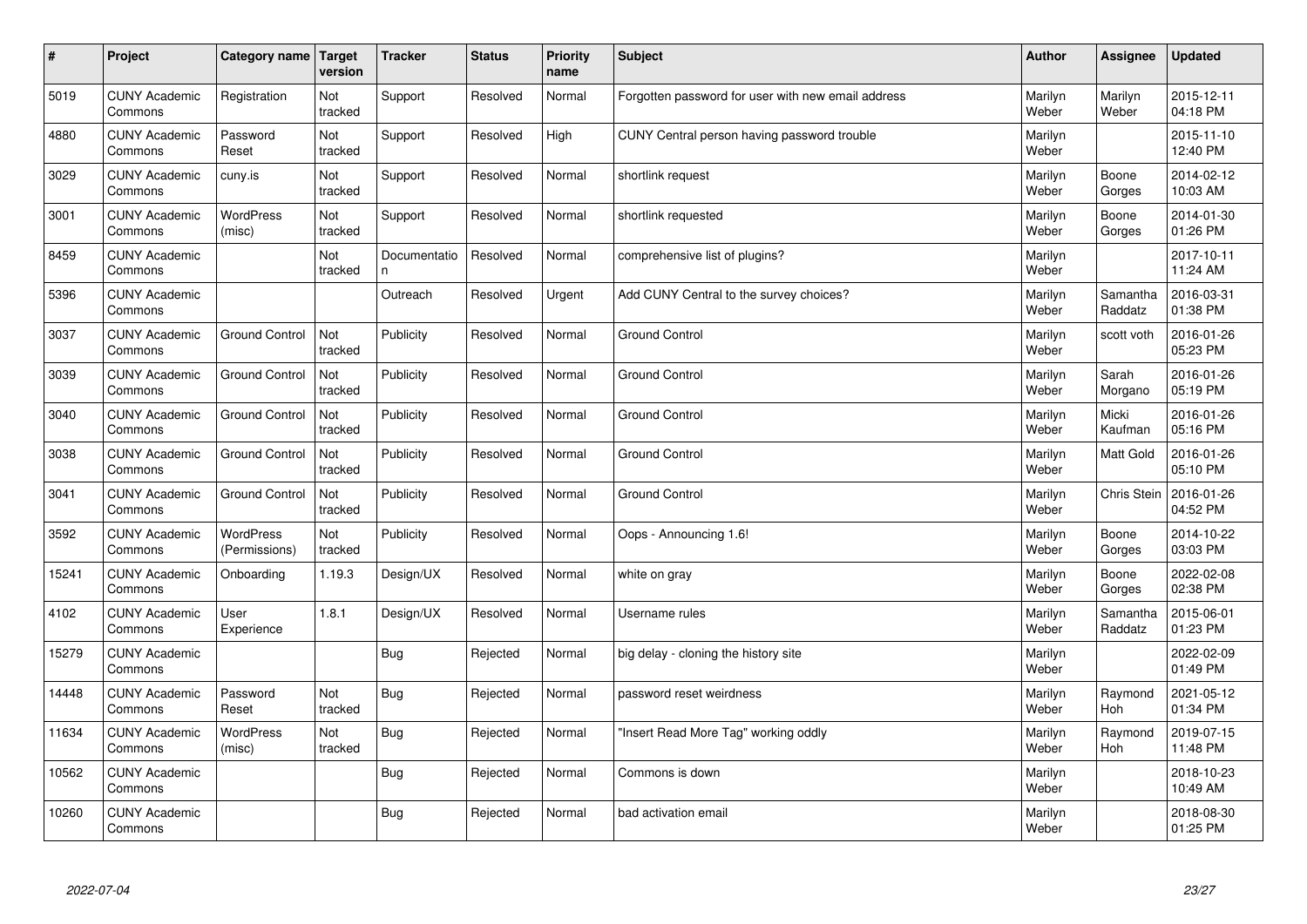| # | Project | Category name | Target version | Tracker | Status | Priority name | Subject | Author | Assignee | Updated |
|---|---|---|---|---|---|---|---|---|---|---|
| 5019 | CUNY Academic Commons | Registration | Not tracked | Support | Resolved | Normal | Forgotten password for user with new email address | Marilyn Weber | Marilyn Weber | 2015-12-11 04:18 PM |
| 4880 | CUNY Academic Commons | Password Reset | Not tracked | Support | Resolved | High | CUNY Central person having password trouble | Marilyn Weber | | 2015-11-10 12:40 PM |
| 3029 | CUNY Academic Commons | cuny.is | Not tracked | Support | Resolved | Normal | shortlink request | Marilyn Weber | Boone Gorges | 2014-02-12 10:03 AM |
| 3001 | CUNY Academic Commons | WordPress (misc) | Not tracked | Support | Resolved | Normal | shortlink requested | Marilyn Weber | Boone Gorges | 2014-01-30 01:26 PM |
| 8459 | CUNY Academic Commons | | Not tracked | Documentation | Resolved | Normal | comprehensive list of plugins? | Marilyn Weber | | 2017-10-11 11:24 AM |
| 5396 | CUNY Academic Commons | | | Outreach | Resolved | Urgent | Add CUNY Central to the survey choices? | Marilyn Weber | Samantha Raddatz | 2016-03-31 01:38 PM |
| 3037 | CUNY Academic Commons | Ground Control | Not tracked | Publicity | Resolved | Normal | Ground Control | Marilyn Weber | scott voth | 2016-01-26 05:23 PM |
| 3039 | CUNY Academic Commons | Ground Control | Not tracked | Publicity | Resolved | Normal | Ground Control | Marilyn Weber | Sarah Morgano | 2016-01-26 05:19 PM |
| 3040 | CUNY Academic Commons | Ground Control | Not tracked | Publicity | Resolved | Normal | Ground Control | Marilyn Weber | Micki Kaufman | 2016-01-26 05:16 PM |
| 3038 | CUNY Academic Commons | Ground Control | Not tracked | Publicity | Resolved | Normal | Ground Control | Marilyn Weber | Matt Gold | 2016-01-26 05:10 PM |
| 3041 | CUNY Academic Commons | Ground Control | Not tracked | Publicity | Resolved | Normal | Ground Control | Marilyn Weber | Chris Stein | 2016-01-26 04:52 PM |
| 3592 | CUNY Academic Commons | WordPress (Permissions) | Not tracked | Publicity | Resolved | Normal | Oops - Announcing 1.6! | Marilyn Weber | Boone Gorges | 2014-10-22 03:03 PM |
| 15241 | CUNY Academic Commons | Onboarding | 1.19.3 | Design/UX | Resolved | Normal | white on gray | Marilyn Weber | Boone Gorges | 2022-02-08 02:38 PM |
| 4102 | CUNY Academic Commons | User Experience | 1.8.1 | Design/UX | Resolved | Normal | Username rules | Marilyn Weber | Samantha Raddatz | 2015-06-01 01:23 PM |
| 15279 | CUNY Academic Commons | | | Bug | Rejected | Normal | big delay - cloning the history site | Marilyn Weber | | 2022-02-09 01:49 PM |
| 14448 | CUNY Academic Commons | Password Reset | Not tracked | Bug | Rejected | Normal | password reset weirdness | Marilyn Weber | Raymond Hoh | 2021-05-12 01:34 PM |
| 11634 | CUNY Academic Commons | WordPress (misc) | Not tracked | Bug | Rejected | Normal | "Insert Read More Tag" working oddly | Marilyn Weber | Raymond Hoh | 2019-07-15 11:48 PM |
| 10562 | CUNY Academic Commons | | | Bug | Rejected | Normal | Commons is down | Marilyn Weber | | 2018-10-23 10:49 AM |
| 10260 | CUNY Academic Commons | | | Bug | Rejected | Normal | bad activation email | Marilyn Weber | | 2018-08-30 01:25 PM |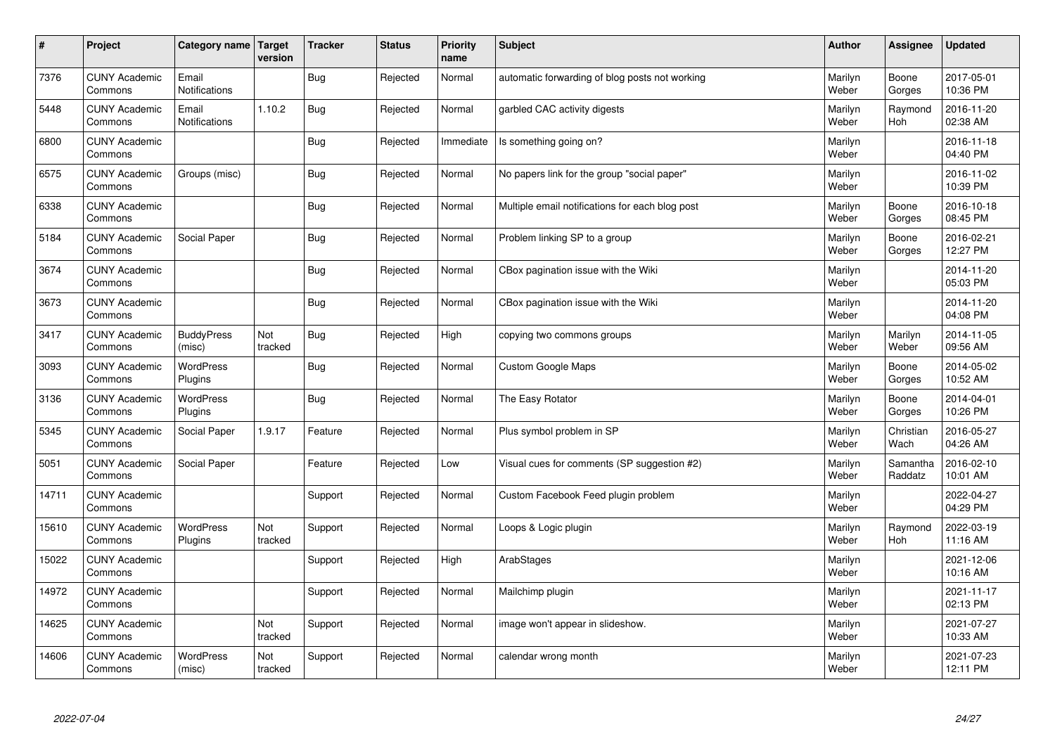| # | Project | Category name | Target version | Tracker | Status | Priority name | Subject | Author | Assignee | Updated |
|---|---|---|---|---|---|---|---|---|---|---|
| 7376 | CUNY Academic Commons | Email Notifications | | Bug | Rejected | Normal | automatic forwarding of blog posts not working | Marilyn Weber | Boone Gorges | 2017-05-01 10:36 PM |
| 5448 | CUNY Academic Commons | Email Notifications | 1.10.2 | Bug | Rejected | Normal | garbled CAC activity digests | Marilyn Weber | Raymond Hoh | 2016-11-20 02:38 AM |
| 6800 | CUNY Academic Commons | | | Bug | Rejected | Immediate | Is something going on? | Marilyn Weber | | 2016-11-18 04:40 PM |
| 6575 | CUNY Academic Commons | Groups (misc) | | Bug | Rejected | Normal | No papers link for the group "social paper" | Marilyn Weber | | 2016-11-02 10:39 PM |
| 6338 | CUNY Academic Commons | | | Bug | Rejected | Normal | Multiple email notifications for each blog post | Marilyn Weber | Boone Gorges | 2016-10-18 08:45 PM |
| 5184 | CUNY Academic Commons | Social Paper | | Bug | Rejected | Normal | Problem linking SP to a group | Marilyn Weber | Boone Gorges | 2016-02-21 12:27 PM |
| 3674 | CUNY Academic Commons | | | Bug | Rejected | Normal | CBox pagination issue with the Wiki | Marilyn Weber | | 2014-11-20 05:03 PM |
| 3673 | CUNY Academic Commons | | | Bug | Rejected | Normal | CBox pagination issue with the Wiki | Marilyn Weber | | 2014-11-20 04:08 PM |
| 3417 | CUNY Academic Commons | BuddyPress (misc) | Not tracked | Bug | Rejected | High | copying two commons groups | Marilyn Weber | Marilyn Weber | 2014-11-05 09:56 AM |
| 3093 | CUNY Academic Commons | WordPress Plugins | | Bug | Rejected | Normal | Custom Google Maps | Marilyn Weber | Boone Gorges | 2014-05-02 10:52 AM |
| 3136 | CUNY Academic Commons | WordPress Plugins | | Bug | Rejected | Normal | The Easy Rotator | Marilyn Weber | Boone Gorges | 2014-04-01 10:26 PM |
| 5345 | CUNY Academic Commons | Social Paper | 1.9.17 | Feature | Rejected | Normal | Plus symbol problem in SP | Marilyn Weber | Christian Wach | 2016-05-27 04:26 AM |
| 5051 | CUNY Academic Commons | Social Paper | | Feature | Rejected | Low | Visual cues for comments (SP suggestion #2) | Marilyn Weber | Samantha Raddatz | 2016-02-10 10:01 AM |
| 14711 | CUNY Academic Commons | | | Support | Rejected | Normal | Custom Facebook Feed plugin problem | Marilyn Weber | | 2022-04-27 04:29 PM |
| 15610 | CUNY Academic Commons | WordPress Plugins | Not tracked | Support | Rejected | Normal | Loops & Logic plugin | Marilyn Weber | Raymond Hoh | 2022-03-19 11:16 AM |
| 15022 | CUNY Academic Commons | | | Support | Rejected | High | ArabStages | Marilyn Weber | | 2021-12-06 10:16 AM |
| 14972 | CUNY Academic Commons | | | Support | Rejected | Normal | Mailchimp plugin | Marilyn Weber | | 2021-11-17 02:13 PM |
| 14625 | CUNY Academic Commons | | Not tracked | Support | Rejected | Normal | image won't appear in slideshow. | Marilyn Weber | | 2021-07-27 10:33 AM |
| 14606 | CUNY Academic Commons | WordPress (misc) | Not tracked | Support | Rejected | Normal | calendar wrong month | Marilyn Weber | | 2021-07-23 12:11 PM |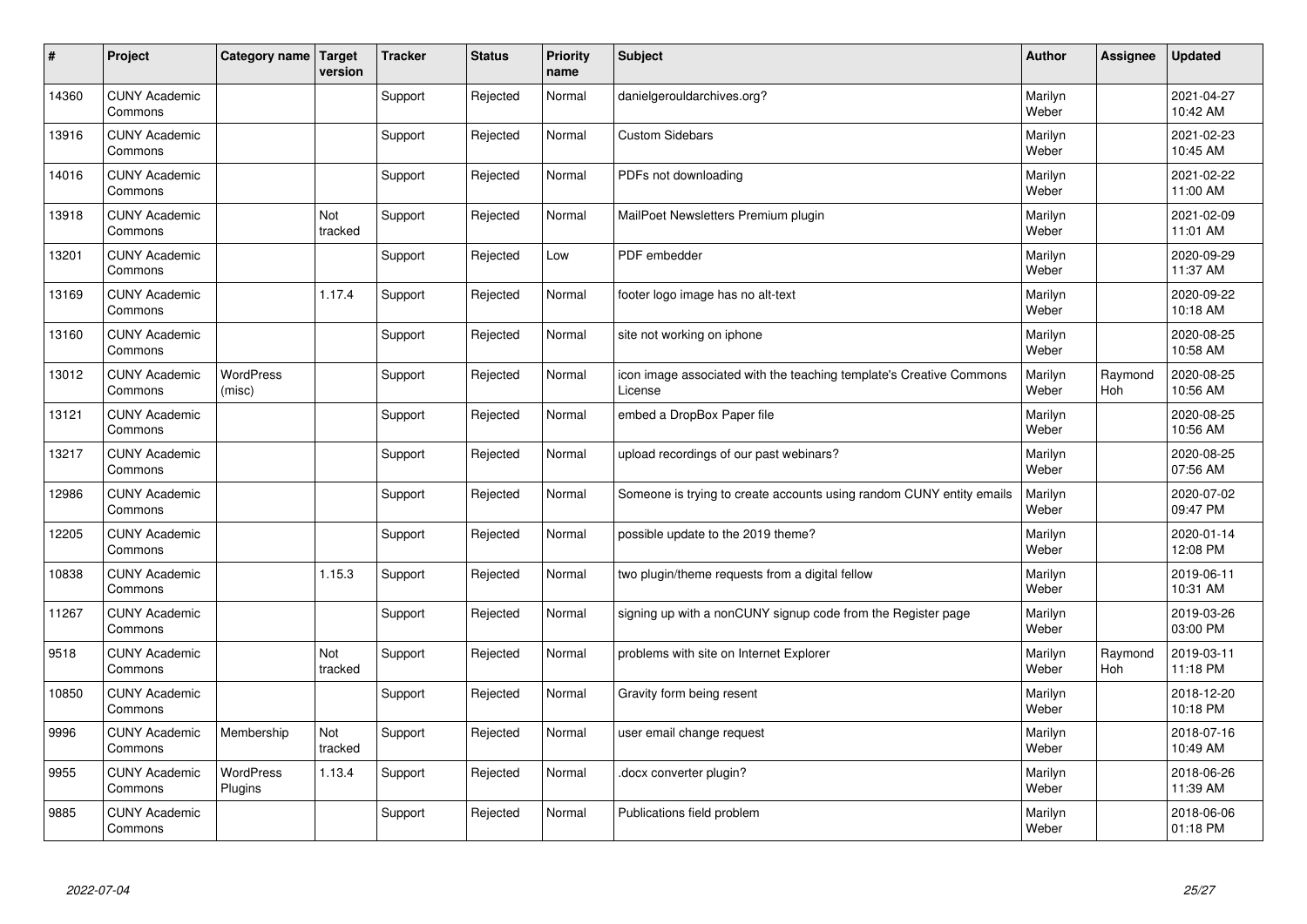| # | Project | Category name | Target version | Tracker | Status | Priority name | Subject | Author | Assignee | Updated |
|---|---|---|---|---|---|---|---|---|---|---|
| 14360 | CUNY Academic Commons | | | Support | Rejected | Normal | danielgerouldarchives.org? | Marilyn Weber | | 2021-04-27 10:42 AM |
| 13916 | CUNY Academic Commons | | | Support | Rejected | Normal | Custom Sidebars | Marilyn Weber | | 2021-02-23 10:45 AM |
| 14016 | CUNY Academic Commons | | | Support | Rejected | Normal | PDFs not downloading | Marilyn Weber | | 2021-02-22 11:00 AM |
| 13918 | CUNY Academic Commons | | Not tracked | Support | Rejected | Normal | MailPoet Newsletters Premium plugin | Marilyn Weber | | 2021-02-09 11:01 AM |
| 13201 | CUNY Academic Commons | | | Support | Rejected | Low | PDF embedder | Marilyn Weber | | 2020-09-29 11:37 AM |
| 13169 | CUNY Academic Commons | | 1.17.4 | Support | Rejected | Normal | footer logo image has no alt-text | Marilyn Weber | | 2020-09-22 10:18 AM |
| 13160 | CUNY Academic Commons | | | Support | Rejected | Normal | site not working on iphone | Marilyn Weber | | 2020-08-25 10:58 AM |
| 13012 | CUNY Academic Commons | WordPress (misc) | | Support | Rejected | Normal | icon image associated with the teaching template's Creative Commons License | Marilyn Weber | Raymond Hoh | 2020-08-25 10:56 AM |
| 13121 | CUNY Academic Commons | | | Support | Rejected | Normal | embed a DropBox Paper file | Marilyn Weber | | 2020-08-25 10:56 AM |
| 13217 | CUNY Academic Commons | | | Support | Rejected | Normal | upload recordings of our past webinars? | Marilyn Weber | | 2020-08-25 07:56 AM |
| 12986 | CUNY Academic Commons | | | Support | Rejected | Normal | Someone is trying to create accounts using random CUNY entity emails | Marilyn Weber | | 2020-07-02 09:47 PM |
| 12205 | CUNY Academic Commons | | | Support | Rejected | Normal | possible update to the 2019 theme? | Marilyn Weber | | 2020-01-14 12:08 PM |
| 10838 | CUNY Academic Commons | | 1.15.3 | Support | Rejected | Normal | two plugin/theme requests from a digital fellow | Marilyn Weber | | 2019-06-11 10:31 AM |
| 11267 | CUNY Academic Commons | | | Support | Rejected | Normal | signing up with a nonCUNY signup code from the Register page | Marilyn Weber | | 2019-03-26 03:00 PM |
| 9518 | CUNY Academic Commons | | Not tracked | Support | Rejected | Normal | problems with site on Internet Explorer | Marilyn Weber | Raymond Hoh | 2019-03-11 11:18 PM |
| 10850 | CUNY Academic Commons | | | Support | Rejected | Normal | Gravity form being resent | Marilyn Weber | | 2018-12-20 10:18 PM |
| 9996 | CUNY Academic Commons | Membership | Not tracked | Support | Rejected | Normal | user email change request | Marilyn Weber | | 2018-07-16 10:49 AM |
| 9955 | CUNY Academic Commons | WordPress Plugins | 1.13.4 | Support | Rejected | Normal | .docx converter plugin? | Marilyn Weber | | 2018-06-26 11:39 AM |
| 9885 | CUNY Academic Commons | | | Support | Rejected | Normal | Publications field problem | Marilyn Weber | | 2018-06-06 01:18 PM |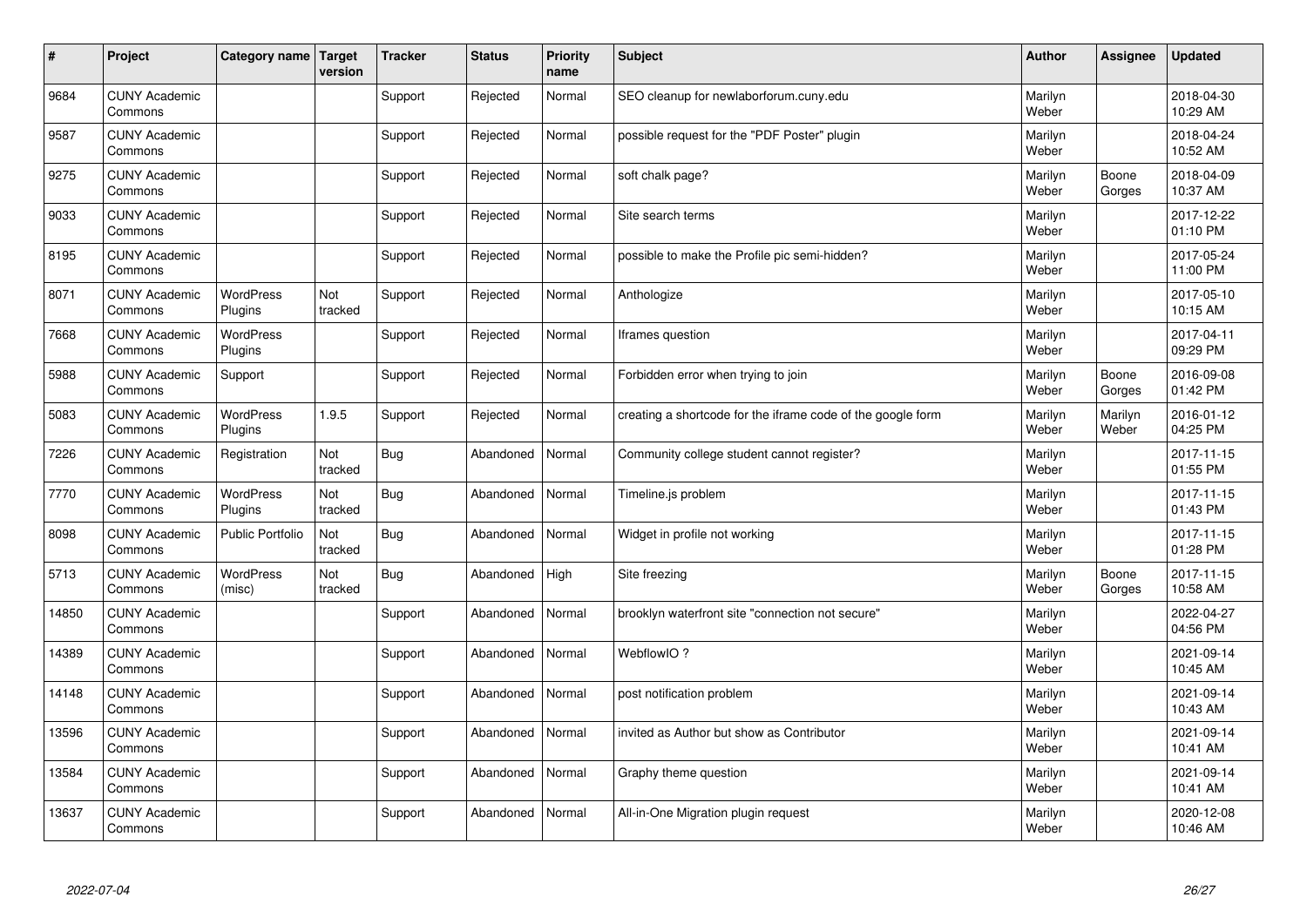| # | Project | Category name | Target version | Tracker | Status | Priority name | Subject | Author | Assignee | Updated |
|---|---|---|---|---|---|---|---|---|---|---|
| 9684 | CUNY Academic Commons | | | Support | Rejected | Normal | SEO cleanup for newlaborforum.cuny.edu | Marilyn Weber | | 2018-04-30 10:29 AM |
| 9587 | CUNY Academic Commons | | | Support | Rejected | Normal | possible request for the "PDF Poster" plugin | Marilyn Weber | | 2018-04-24 10:52 AM |
| 9275 | CUNY Academic Commons | | | Support | Rejected | Normal | soft chalk page? | Marilyn Weber | Boone Gorges | 2018-04-09 10:37 AM |
| 9033 | CUNY Academic Commons | | | Support | Rejected | Normal | Site search terms | Marilyn Weber | | 2017-12-22 01:10 PM |
| 8195 | CUNY Academic Commons | | | Support | Rejected | Normal | possible to make the Profile pic semi-hidden? | Marilyn Weber | | 2017-05-24 11:00 PM |
| 8071 | CUNY Academic Commons | WordPress Plugins | Not tracked | Support | Rejected | Normal | Anthologize | Marilyn Weber | | 2017-05-10 10:15 AM |
| 7668 | CUNY Academic Commons | WordPress Plugins | | Support | Rejected | Normal | Iframes question | Marilyn Weber | | 2017-04-11 09:29 PM |
| 5988 | CUNY Academic Commons | Support | | Support | Rejected | Normal | Forbidden error when trying to join | Marilyn Weber | Boone Gorges | 2016-09-08 01:42 PM |
| 5083 | CUNY Academic Commons | WordPress Plugins | 1.9.5 | Support | Rejected | Normal | creating a shortcode for the iframe code of the google form | Marilyn Weber | Marilyn Weber | 2016-01-12 04:25 PM |
| 7226 | CUNY Academic Commons | Registration | Not tracked | Bug | Abandoned | Normal | Community college student cannot register? | Marilyn Weber | | 2017-11-15 01:55 PM |
| 7770 | CUNY Academic Commons | WordPress Plugins | Not tracked | Bug | Abandoned | Normal | Timeline.js problem | Marilyn Weber | | 2017-11-15 01:43 PM |
| 8098 | CUNY Academic Commons | Public Portfolio | Not tracked | Bug | Abandoned | Normal | Widget in profile not working | Marilyn Weber | | 2017-11-15 01:28 PM |
| 5713 | CUNY Academic Commons | WordPress (misc) | Not tracked | Bug | Abandoned | High | Site freezing | Marilyn Weber | Boone Gorges | 2017-11-15 10:58 AM |
| 14850 | CUNY Academic Commons | | | Support | Abandoned | Normal | brooklyn waterfront site "connection not secure" | Marilyn Weber | | 2022-04-27 04:56 PM |
| 14389 | CUNY Academic Commons | | | Support | Abandoned | Normal | WebflowIO ? | Marilyn Weber | | 2021-09-14 10:45 AM |
| 14148 | CUNY Academic Commons | | | Support | Abandoned | Normal | post notification problem | Marilyn Weber | | 2021-09-14 10:43 AM |
| 13596 | CUNY Academic Commons | | | Support | Abandoned | Normal | invited as Author but show as Contributor | Marilyn Weber | | 2021-09-14 10:41 AM |
| 13584 | CUNY Academic Commons | | | Support | Abandoned | Normal | Graphy theme question | Marilyn Weber | | 2021-09-14 10:41 AM |
| 13637 | CUNY Academic Commons | | | Support | Abandoned | Normal | All-in-One Migration plugin request | Marilyn Weber | | 2020-12-08 10:46 AM |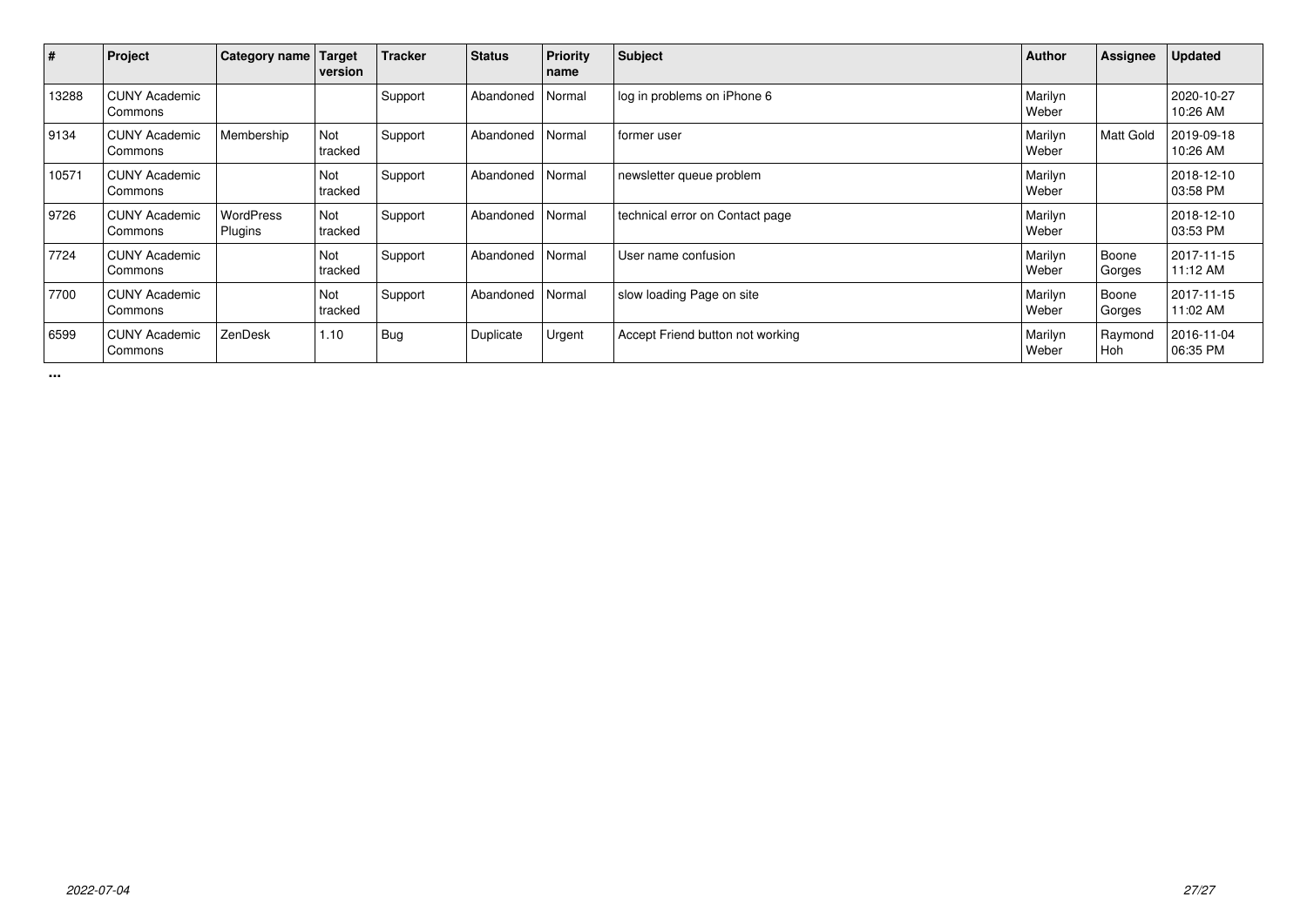| # | Project | Category name | Target version | Tracker | Status | Priority name | Subject | Author | Assignee | Updated |
|---|---|---|---|---|---|---|---|---|---|---|
| 13288 | CUNY Academic Commons | | | Support | Abandoned | Normal | log in problems on iPhone 6 | Marilyn Weber | | 2020-10-27 10:26 AM |
| 9134 | CUNY Academic Commons | Membership | Not tracked | Support | Abandoned | Normal | former user | Marilyn Weber | Matt Gold | 2019-09-18 10:26 AM |
| 10571 | CUNY Academic Commons | | Not tracked | Support | Abandoned | Normal | newsletter queue problem | Marilyn Weber | | 2018-12-10 03:58 PM |
| 9726 | CUNY Academic Commons | WordPress Plugins | Not tracked | Support | Abandoned | Normal | technical error on Contact page | Marilyn Weber | | 2018-12-10 03:53 PM |
| 7724 | CUNY Academic Commons | | Not tracked | Support | Abandoned | Normal | User name confusion | Marilyn Weber | Boone Gorges | 2017-11-15 11:12 AM |
| 7700 | CUNY Academic Commons | | Not tracked | Support | Abandoned | Normal | slow loading Page on site | Marilyn Weber | Boone Gorges | 2017-11-15 11:02 AM |
| 6599 | CUNY Academic Commons | ZenDesk | 1.10 | Bug | Duplicate | Urgent | Accept Friend button not working | Marilyn Weber | Raymond Hoh | 2016-11-04 06:35 PM |

...